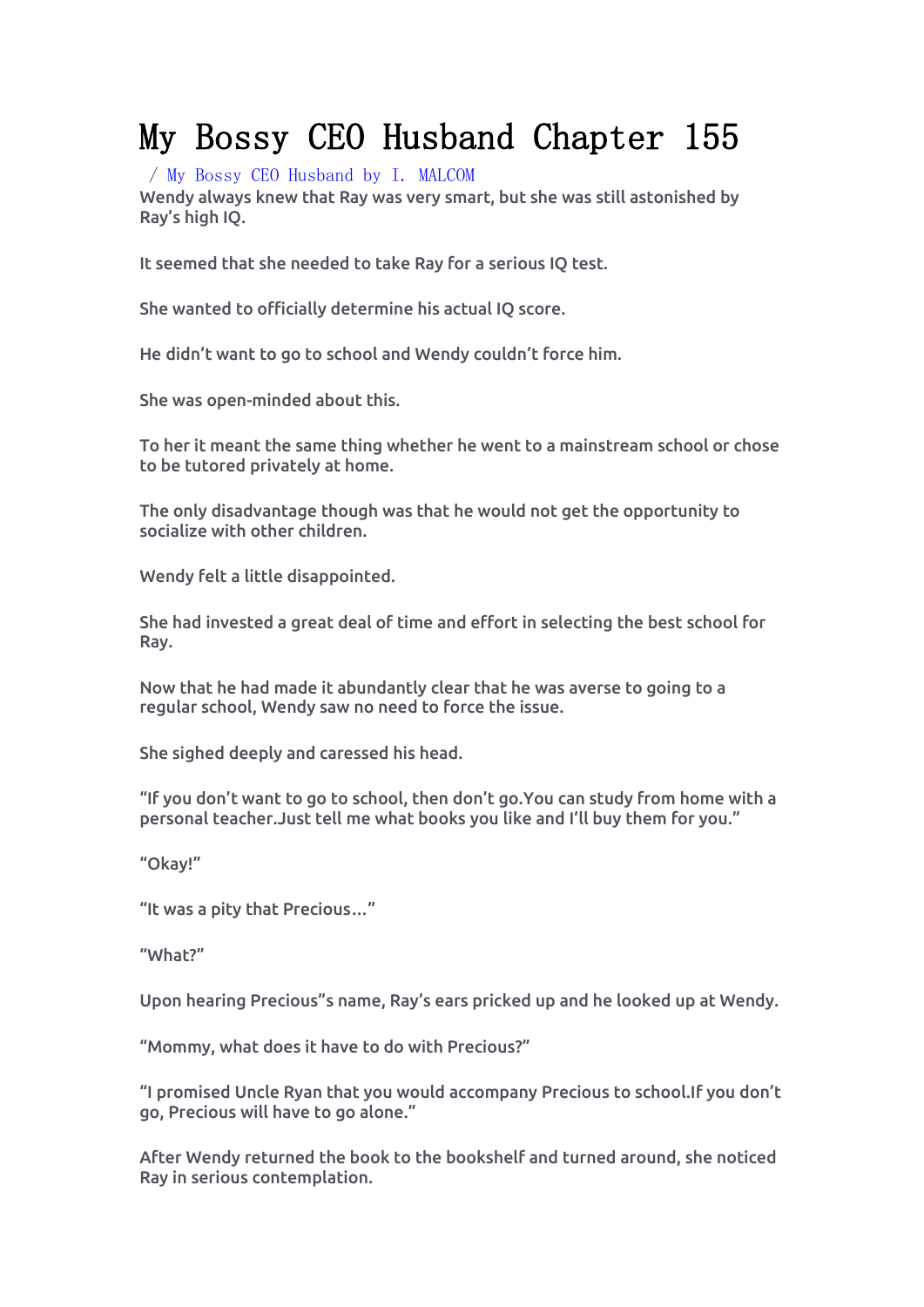# My Bossy CEO Husband Chapter 155

/ My Bossy CEO Husband by I. MALCOM

Wendy always knew that Ray was very smart, but she was still astonished by Ray's high IQ.

It seemed that she needed to take Ray for a serious IQ test.

She wanted to officially determine his actual IQ score.

He didn't want to go to school and Wendy couldn't force him.

She was open-minded about this.

To her it meant the same thing whether he went to a mainstream school or chose to be tutored privately at home.

The only disadvantage though was that he would not get the opportunity to socialize with other children.

Wendy felt a little disappointed.

She had invested a great deal of time and effort in selecting the best school for Ray.

Now that he had made it abundantly clear that he was averse to going to a regular school, Wendy saw no need to force the issue.

She sighed deeply and caressed his head.

"If you don't want to go to school, then don't go.You can study from home with a personal teacher.Just tell me what books you like and I'll buy them for you."

"Okay!"

"It was a pity that Precious…"

"What?"

Upon hearing Precious"s name, Ray's ears pricked up and he looked up at Wendy.

"Mommy, what does it have to do with Precious?"

"I promised Uncle Ryan that you would accompany Precious to school.If you don't go, Precious will have to go alone."

After Wendy returned the book to the bookshelf and turned around, she noticed Ray in serious contemplation.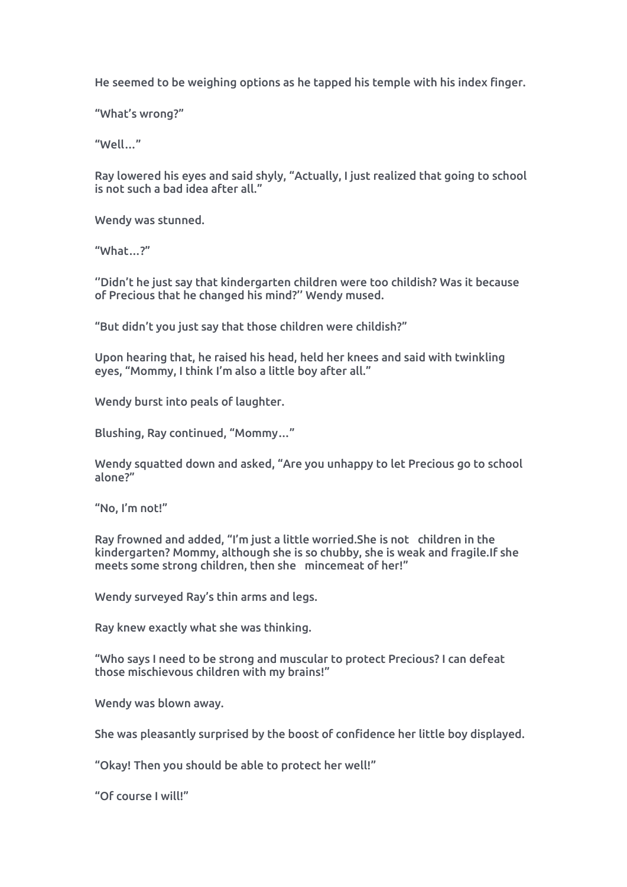He seemed to be weighing options as he tapped his temple with his index finger.

“What’s wrong?”

“Well…”

Ray lowered his eyes and said shyly, “Actually, I just realized that going to school is not such a bad idea after all.”

Wendy was stunned.

“What…?”

‘’Didn’t he just say that kindergarten children were too childish? Was it because of Precious that he changed his mind?’’ Wendy mused.

“But didn’t you just say that those children were childish?”

Upon hearing that, he raised his head, held her knees and said with twinkling eyes, “Mommy, I think I’m also a little boy after all.”

Wendy burst into peals of laughter.

Blushing, Ray continued, “Mommy…”

Wendy squatted down and asked, “Are you unhappy to let Precious go to school alone?”

“No, I’m not!”

Ray frowned and added, “I’m just a little worried.She is not   children in the kindergarten? Mommy, although she is so chubby, she is weak and fragile.If she meets some strong children, then she   mincemeat of her!”

Wendy surveyed Ray’s thin arms and legs.

Ray knew exactly what she was thinking.

“Who says I need to be strong and muscular to protect Precious? I can defeat those mischievous children with my brains!”

Wendy was blown away.

She was pleasantly surprised by the boost of confidence her little boy displayed.

“Okay! Then you should be able to protect her well!”

“Of course I will!”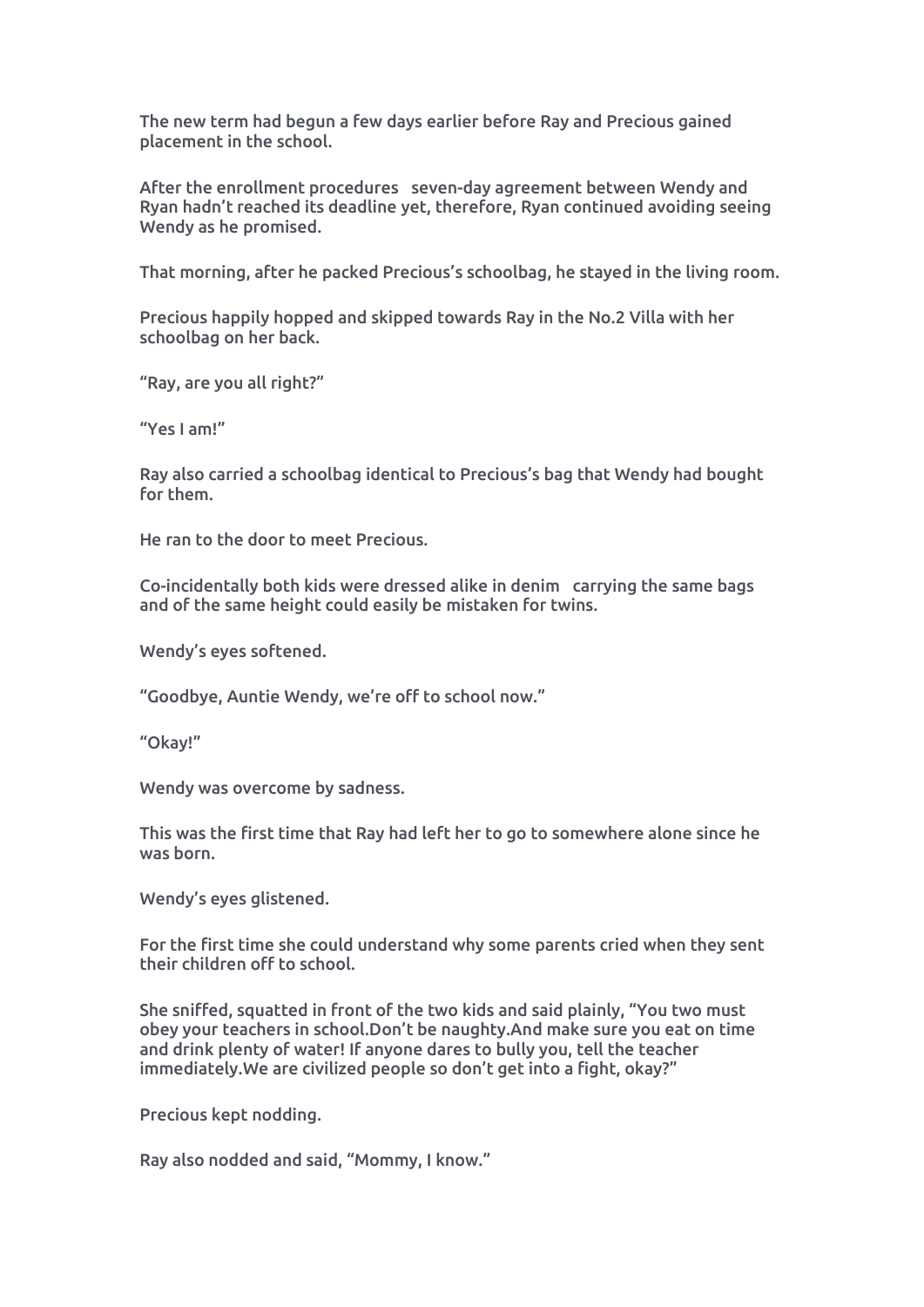The new term had begun a few days earlier before Ray and Precious gained placement in the school.

After the enrollment procedures seven-day agreement between Wendy and Ryan hadn't reached its deadline yet, therefore, Ryan continued avoiding seeing Wendy as he promised.

That morning, after he packed Precious's schoolbag, he stayed in the living room.

Precious happily hopped and skipped towards Ray in the No.2 Villa with her schoolbag on her back.

"Ray, are you all right?"

"Yes I am!"

Ray also carried a schoolbag identical to Precious's bag that Wendy had bought for them.

He ran to the door to meet Precious.

Co-incidentally both kids were dressed alike in denim carrying the same bags and of the same height could easily be mistaken for twins.

Wendy's eyes softened.

"Goodbye, Auntie Wendy, we're off to school now."

"Okay!"

Wendy was overcome by sadness.

This was the first time that Ray had left her to go to somewhere alone since he was born.

Wendy's eyes glistened.

For the first time she could understand why some parents cried when they sent their children off to school.

She sniffed, squatted in front of the two kids and said plainly, "You two must obey your teachers in school.Don't be naughty.And make sure you eat on time and drink plenty of water! If anyone dares to bully you, tell the teacher immediately.We are civilized people so don't get into a fight, okay?"

Precious kept nodding.

Ray also nodded and said, "Mommy, I know."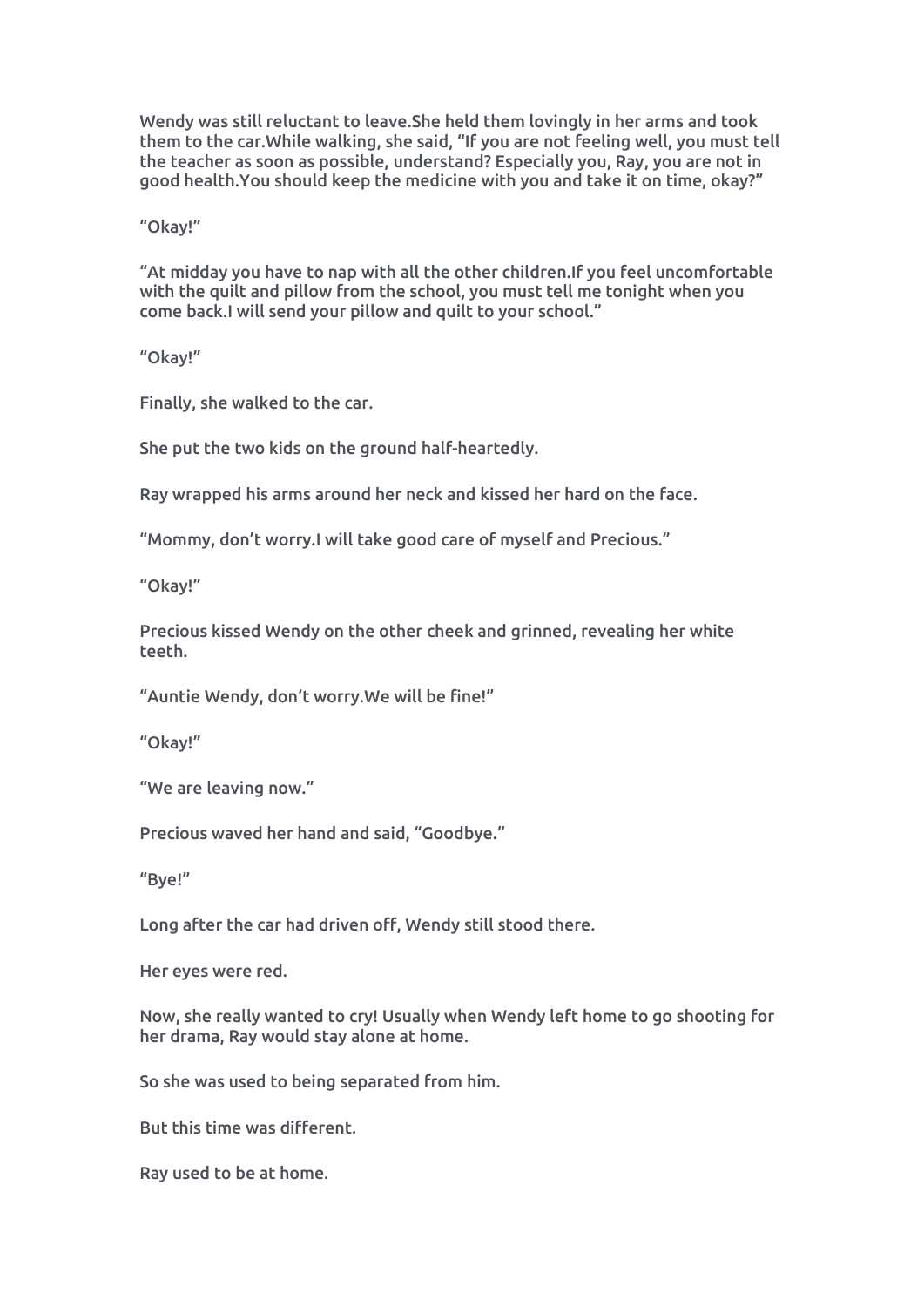Wendy was still reluctant to leave.She held them lovingly in her arms and took them to the car.While walking, she said, “If you are not feeling well, you must tell the teacher as soon as possible, understand? Especially you, Ray, you are not in good health.You should keep the medicine with you and take it on time, okay?”

“Okay!”

“At midday you have to nap with all the other children.If you feel uncomfortable with the quilt and pillow from the school, you must tell me tonight when you come back.I will send your pillow and quilt to your school.”

“Okay!”

Finally, she walked to the car.

She put the two kids on the ground half-heartedly.

Ray wrapped his arms around her neck and kissed her hard on the face.

“Mommy, don’t worry.I will take good care of myself and Precious.”

“Okay!”

Precious kissed Wendy on the other cheek and grinned, revealing her white teeth.

“Auntie Wendy, don’t worry.We will be fine!”

“Okay!”

“We are leaving now.”

Precious waved her hand and said, “Goodbye.”

“Bye!”

Long after the car had driven off, Wendy still stood there.

Her eyes were red.

Now, she really wanted to cry! Usually when Wendy left home to go shooting for her drama, Ray would stay alone at home.

So she was used to being separated from him.

But this time was different.

Ray used to be at home.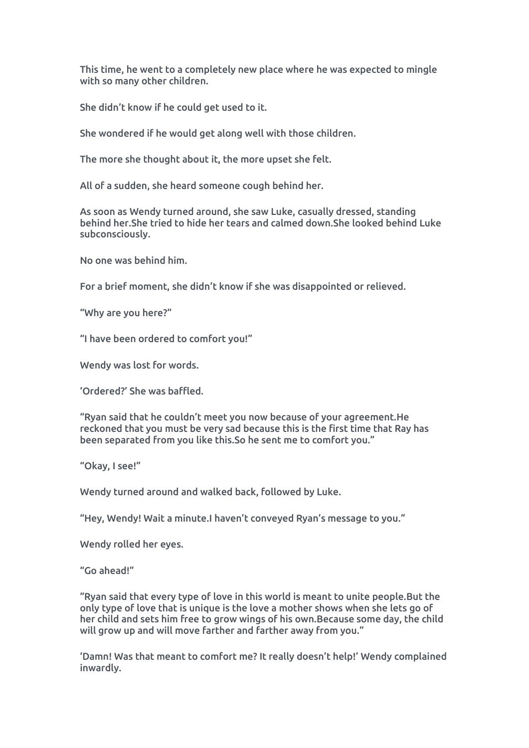This time, he went to a completely new place where he was expected to mingle with so many other children.

She didn't know if he could get used to it.

She wondered if he would get along well with those children.

The more she thought about it, the more upset she felt.

All of a sudden, she heard someone cough behind her.

As soon as Wendy turned around, she saw Luke, casually dressed, standing behind her.She tried to hide her tears and calmed down.She looked behind Luke subconsciously.

No one was behind him.

For a brief moment, she didn't know if she was disappointed or relieved.

"Why are you here?"

"I have been ordered to comfort you!"

Wendy was lost for words.

'Ordered?' She was baffled.

"Ryan said that he couldn't meet you now because of your agreement.He reckoned that you must be very sad because this is the first time that Ray has been separated from you like this.So he sent me to comfort you."

"Okay, I see!"

Wendy turned around and walked back, followed by Luke.

"Hey, Wendy! Wait a minute.I haven't conveyed Ryan's message to you."

Wendy rolled her eyes.

"Go ahead!"

"Ryan said that every type of love in this world is meant to unite people.But the only type of love that is unique is the love a mother shows when she lets go of her child and sets him free to grow wings of his own.Because some day, the child will grow up and will move farther and farther away from you."

'Damn! Was that meant to comfort me? It really doesn't help!' Wendy complained inwardly.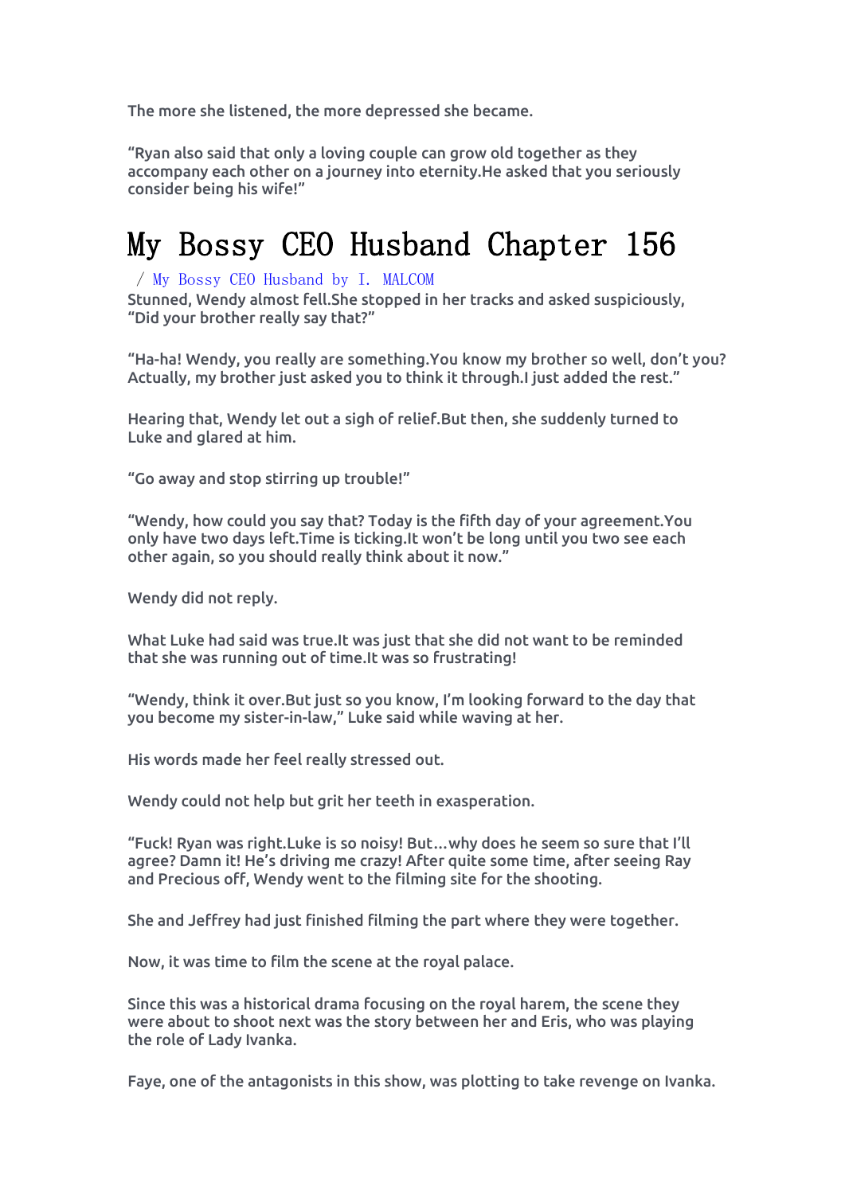The more she listened, the more depressed she became.

“Ryan also said that only a loving couple can grow old together as they accompany each other on a journey into eternity.He asked that you seriously consider being his wife!”

# My Bossy CEO Husband Chapter 156

/ My Bossy CEO Husband by I. MALCOM

Stunned, Wendy almost fell.She stopped in her tracks and asked suspiciously, “Did your brother really say that?”

“Ha-ha! Wendy, you really are something.You know my brother so well, don’t you? Actually, my brother just asked you to think it through.I just added the rest.”

Hearing that, Wendy let out a sigh of relief.But then, she suddenly turned to Luke and glared at him.

“Go away and stop stirring up trouble!”

“Wendy, how could you say that? Today is the fifth day of your agreement.You only have two days left.Time is ticking.It won’t be long until you two see each other again, so you should really think about it now.”

Wendy did not reply.

What Luke had said was true.It was just that she did not want to be reminded that she was running out of time.It was so frustrating!

“Wendy, think it over.But just so you know, I’m looking forward to the day that you become my sister-in-law,” Luke said while waving at her.

His words made her feel really stressed out.

Wendy could not help but grit her teeth in exasperation.

“Fuck! Ryan was right.Luke is so noisy! But…why does he seem so sure that I’ll agree? Damn it! He’s driving me crazy! After quite some time, after seeing Ray and Precious off, Wendy went to the filming site for the shooting.

She and Jeffrey had just finished filming the part where they were together.

Now, it was time to film the scene at the royal palace.

Since this was a historical drama focusing on the royal harem, the scene they were about to shoot next was the story between her and Eris, who was playing the role of Lady Ivanka.

Faye, one of the antagonists in this show, was plotting to take revenge on Ivanka.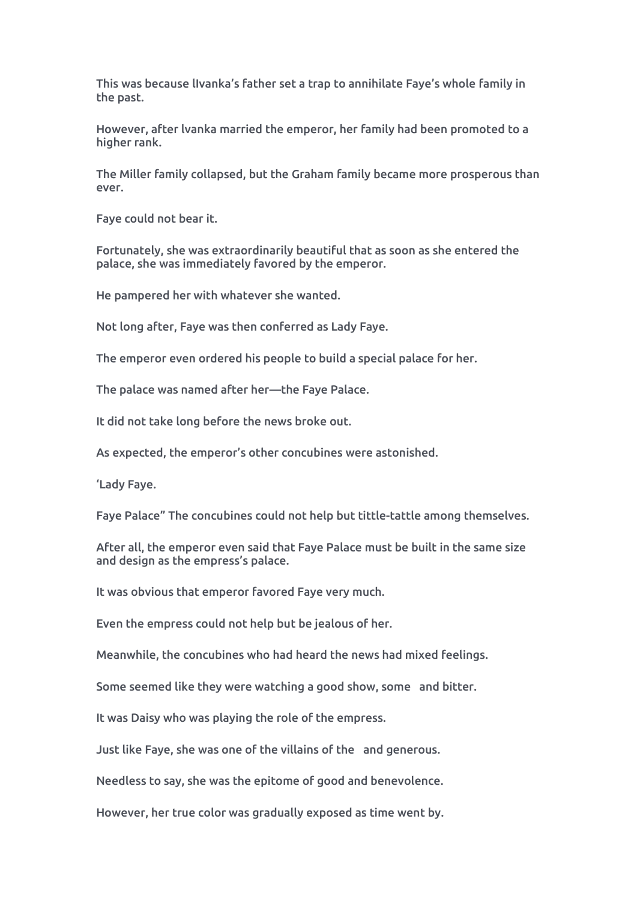This was because lIvanka's father set a trap to annihilate Faye's whole family in the past.

However, after lvanka married the emperor, her family had been promoted to a higher rank.

The Miller family collapsed, but the Graham family became more prosperous than ever.

Faye could not bear it.

Fortunately, she was extraordinarily beautiful that as soon as she entered the palace, she was immediately favored by the emperor.

He pampered her with whatever she wanted.

Not long after, Faye was then conferred as Lady Faye.

The emperor even ordered his people to build a special palace for her.

The palace was named after her—the Faye Palace.

It did not take long before the news broke out.

As expected, the emperor's other concubines were astonished.

'Lady Faye.

Faye Palace" The concubines could not help but tittle-tattle among themselves.

After all, the emperor even said that Faye Palace must be built in the same size and design as the empress's palace.

It was obvious that emperor favored Faye very much.

Even the empress could not help but be jealous of her.

Meanwhile, the concubines who had heard the news had mixed feelings.

Some seemed like they were watching a good show, some and bitter.

It was Daisy who was playing the role of the empress.

Just like Faye, she was one of the villains of the and generous.

Needless to say, she was the epitome of good and benevolence.

However, her true color was gradually exposed as time went by.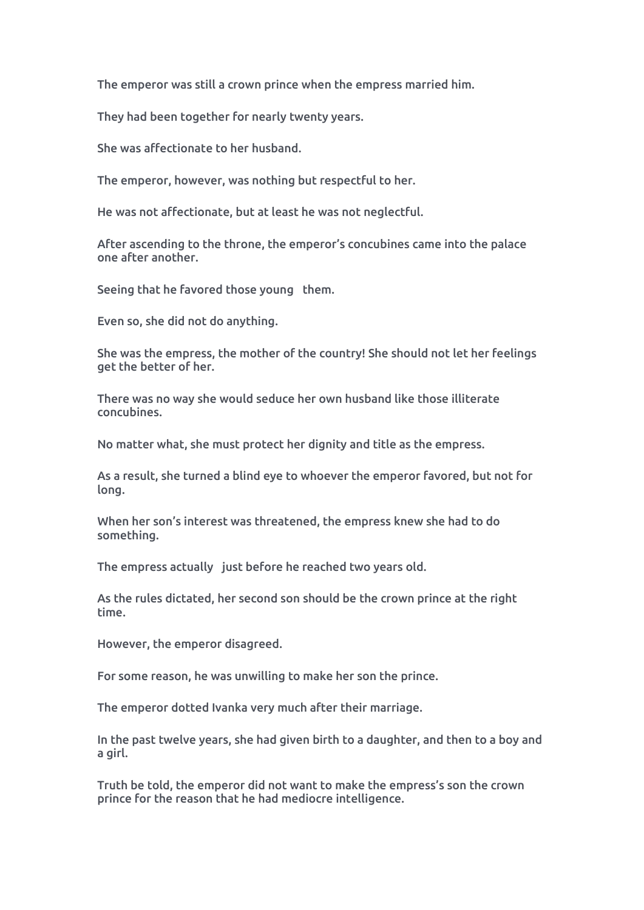The emperor was still a crown prince when the empress married him.

They had been together for nearly twenty years.

She was affectionate to her husband.

The emperor, however, was nothing but respectful to her.

He was not affectionate, but at least he was not neglectful.

After ascending to the throne, the emperor's concubines came into the palace one after another.

Seeing that he favored those young   them.

Even so, she did not do anything.

She was the empress, the mother of the country! She should not let her feelings get the better of her.

There was no way she would seduce her own husband like those illiterate concubines.

No matter what, she must protect her dignity and title as the empress.

As a result, she turned a blind eye to whoever the emperor favored, but not for long.

When her son's interest was threatened, the empress knew she had to do something.

The empress actually   just before he reached two years old.

As the rules dictated, her second son should be the crown prince at the right time.

However, the emperor disagreed.

For some reason, he was unwilling to make her son the prince.

The emperor dotted Ivanka very much after their marriage.

In the past twelve years, she had given birth to a daughter, and then to a boy and a girl.

Truth be told, the emperor did not want to make the empress's son the crown prince for the reason that he had mediocre intelligence.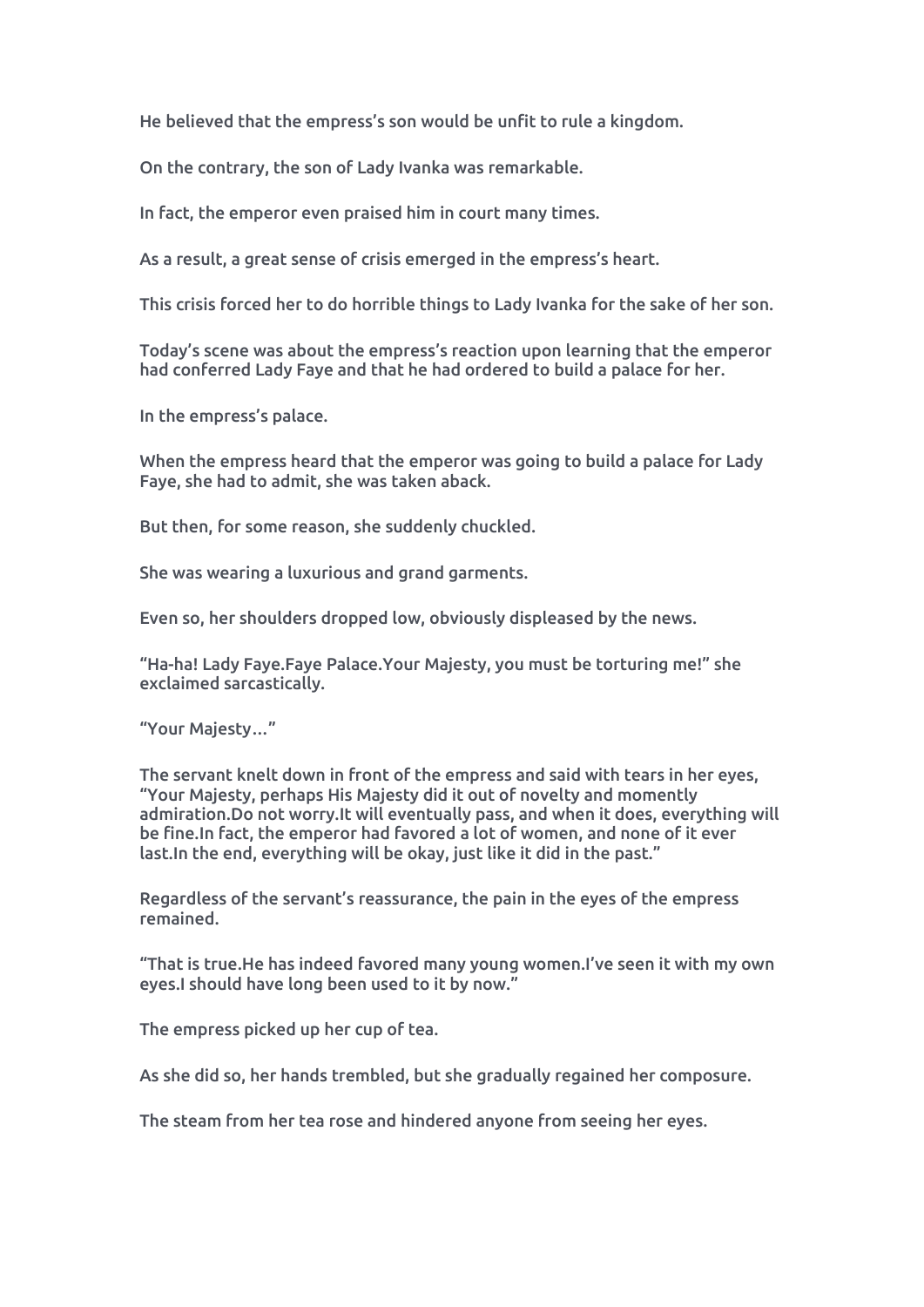He believed that the empress's son would be unfit to rule a kingdom.

On the contrary, the son of Lady Ivanka was remarkable.

In fact, the emperor even praised him in court many times.

As a result, a great sense of crisis emerged in the empress's heart.

This crisis forced her to do horrible things to Lady Ivanka for the sake of her son.

Today's scene was about the empress's reaction upon learning that the emperor had conferred Lady Faye and that he had ordered to build a palace for her.

In the empress's palace.

When the empress heard that the emperor was going to build a palace for Lady Faye, she had to admit, she was taken aback.

But then, for some reason, she suddenly chuckled.

She was wearing a luxurious and grand garments.

Even so, her shoulders dropped low, obviously displeased by the news.

"Ha-ha! Lady Faye.Faye Palace.Your Majesty, you must be torturing me!" she exclaimed sarcastically.

"Your Majesty…"

The servant knelt down in front of the empress and said with tears in her eyes, "Your Majesty, perhaps His Majesty did it out of novelty and momently admiration.Do not worry.It will eventually pass, and when it does, everything will be fine.In fact, the emperor had favored a lot of women, and none of it ever last.In the end, everything will be okay, just like it did in the past."

Regardless of the servant's reassurance, the pain in the eyes of the empress remained.

"That is true.He has indeed favored many young women.I've seen it with my own eyes.I should have long been used to it by now."

The empress picked up her cup of tea.

As she did so, her hands trembled, but she gradually regained her composure.

The steam from her tea rose and hindered anyone from seeing her eyes.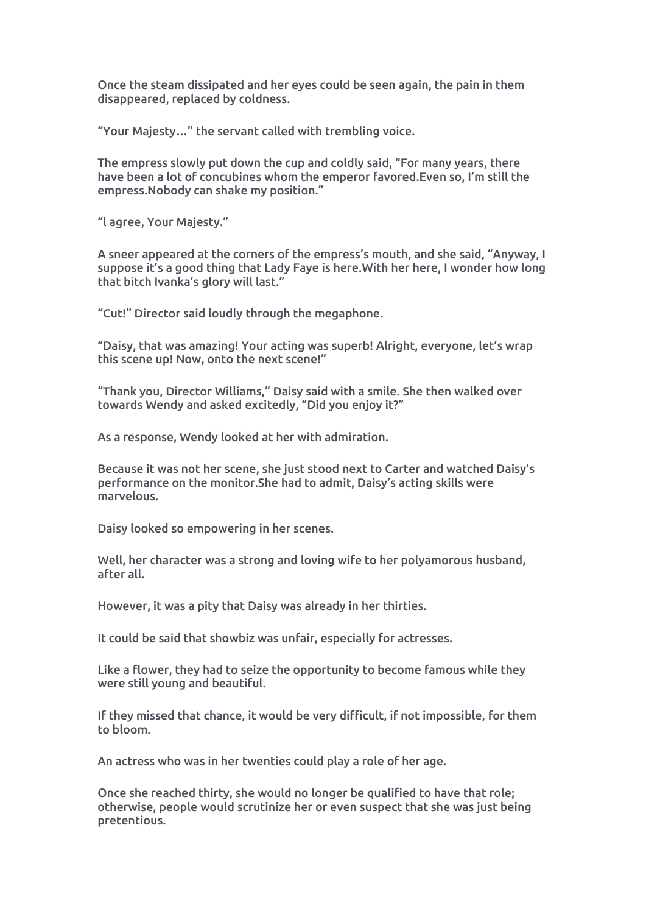Once the steam dissipated and her eyes could be seen again, the pain in them disappeared, replaced by coldness.

"Your Majesty…" the servant called with trembling voice.

The empress slowly put down the cup and coldly said, "For many years, there have been a lot of concubines whom the emperor favored.Even so, I'm still the empress.Nobody can shake my position."

"l agree, Your Majesty."

A sneer appeared at the corners of the empress's mouth, and she said, "Anyway, I suppose it's a good thing that Lady Faye is here.With her here, I wonder how long that bitch Ivanka's glory will last."

"Cut!" Director said loudly through the megaphone.

"Daisy, that was amazing! Your acting was superb! Alright, everyone, let's wrap this scene up! Now, onto the next scene!"

"Thank you, Director Williams," Daisy said with a smile. She then walked over towards Wendy and asked excitedly, "Did you enjoy it?"

As a response, Wendy looked at her with admiration.

Because it was not her scene, she just stood next to Carter and watched Daisy's performance on the monitor.She had to admit, Daisy's acting skills were marvelous.

Daisy looked so empowering in her scenes.

Well, her character was a strong and loving wife to her polyamorous husband, after all.

However, it was a pity that Daisy was already in her thirties.

It could be said that showbiz was unfair, especially for actresses.

Like a flower, they had to seize the opportunity to become famous while they were still young and beautiful.

If they missed that chance, it would be very difficult, if not impossible, for them to bloom.

An actress who was in her twenties could play a role of her age.

Once she reached thirty, she would no longer be qualified to have that role; otherwise, people would scrutinize her or even suspect that she was just being pretentious.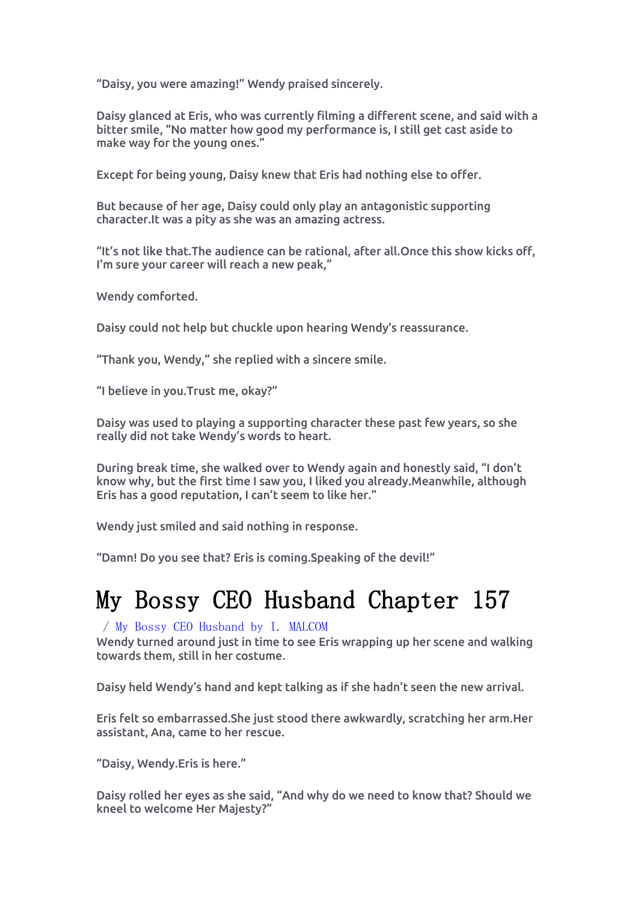“Daisy, you were amazing!” Wendy praised sincerely.

Daisy glanced at Eris, who was currently filming a different scene, and said with a bitter smile, “No matter how good my performance is, I still get cast aside to make way for the young ones.”

Except for being young, Daisy knew that Eris had nothing else to offer.

But because of her age, Daisy could only play an antagonistic supporting character.It was a pity as she was an amazing actress.

“It’s not like that.The audience can be rational, after all.Once this show kicks off, I’m sure your career will reach a new peak,”

Wendy comforted.

Daisy could not help but chuckle upon hearing Wendy’s reassurance.

“Thank you, Wendy,” she replied with a sincere smile.

“I believe in you.Trust me, okay?”

Daisy was used to playing a supporting character these past few years, so she really did not take Wendy’s words to heart.

During break time, she walked over to Wendy again and honestly said, “I don’t know why, but the first time I saw you, I liked you already.Meanwhile, although Eris has a good reputation, I can’t seem to like her.”

Wendy just smiled and said nothing in response.

“Damn! Do you see that? Eris is coming.Speaking of the devil!”

# My Bossy CEO Husband Chapter 157

/ My Bossy CEO Husband by I. MALCOM

Wendy turned around just in time to see Eris wrapping up her scene and walking towards them, still in her costume.

Daisy held Wendy’s hand and kept talking as if she hadn’t seen the new arrival.

Eris felt so embarrassed.She just stood there awkwardly, scratching her arm.Her assistant, Ana, came to her rescue.

“Daisy, Wendy.Eris is here.”

Daisy rolled her eyes as she said, “And why do we need to know that? Should we kneel to welcome Her Majesty?”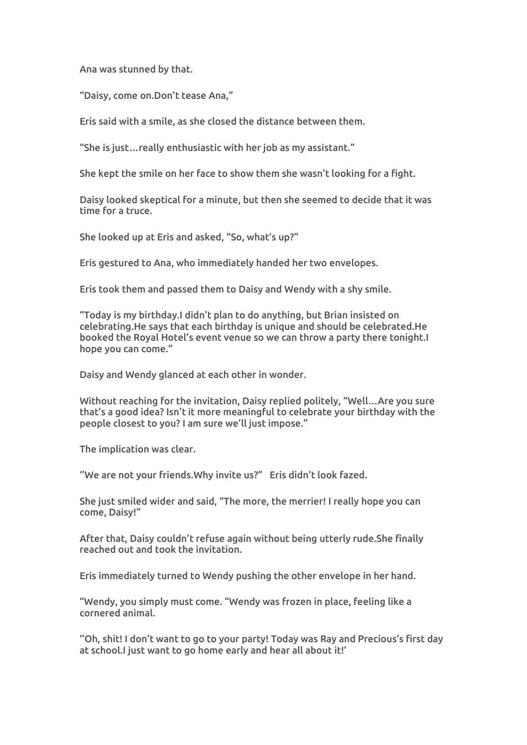Ana was stunned by that.

“Daisy, come on.Don’t tease Ana,”

Eris said with a smile, as she closed the distance between them.

“She is just…really enthusiastic with her job as my assistant.”

She kept the smile on her face to show them she wasn’t looking for a fight.

Daisy looked skeptical for a minute, but then she seemed to decide that it was time for a truce.

She looked up at Eris and asked, “So, what’s up?”

Eris gestured to Ana, who immediately handed her two envelopes.

Eris took them and passed them to Daisy and Wendy with a shy smile.

“Today is my birthday.I didn’t plan to do anything, but Brian insisted on celebrating.He says that each birthday is unique and should be celebrated.He booked the Royal Hotel’s event venue so we can throw a party there tonight.I hope you can come.”

Daisy and Wendy glanced at each other in wonder.

Without reaching for the invitation, Daisy replied politely, “Well…Are you sure that’s a good idea? Isn’t it more meaningful to celebrate your birthday with the people closest to you? I am sure we’ll just impose.”

The implication was clear.

‘‘We are not your friends.Why invite us?” Eris didn’t look fazed.

She just smiled wider and said, “The more, the merrier! I really hope you can come, Daisy!”

After that, Daisy couldn’t refuse again without being utterly rude.She finally reached out and took the invitation.

Eris immediately turned to Wendy pushing the other envelope in her hand.

“Wendy, you simply must come. “Wendy was frozen in place, feeling like a cornered animal.

‘‘Oh, shit! I don’t want to go to your party! Today was Ray and Precious’s first day at school.I just want to go home early and hear all about it!’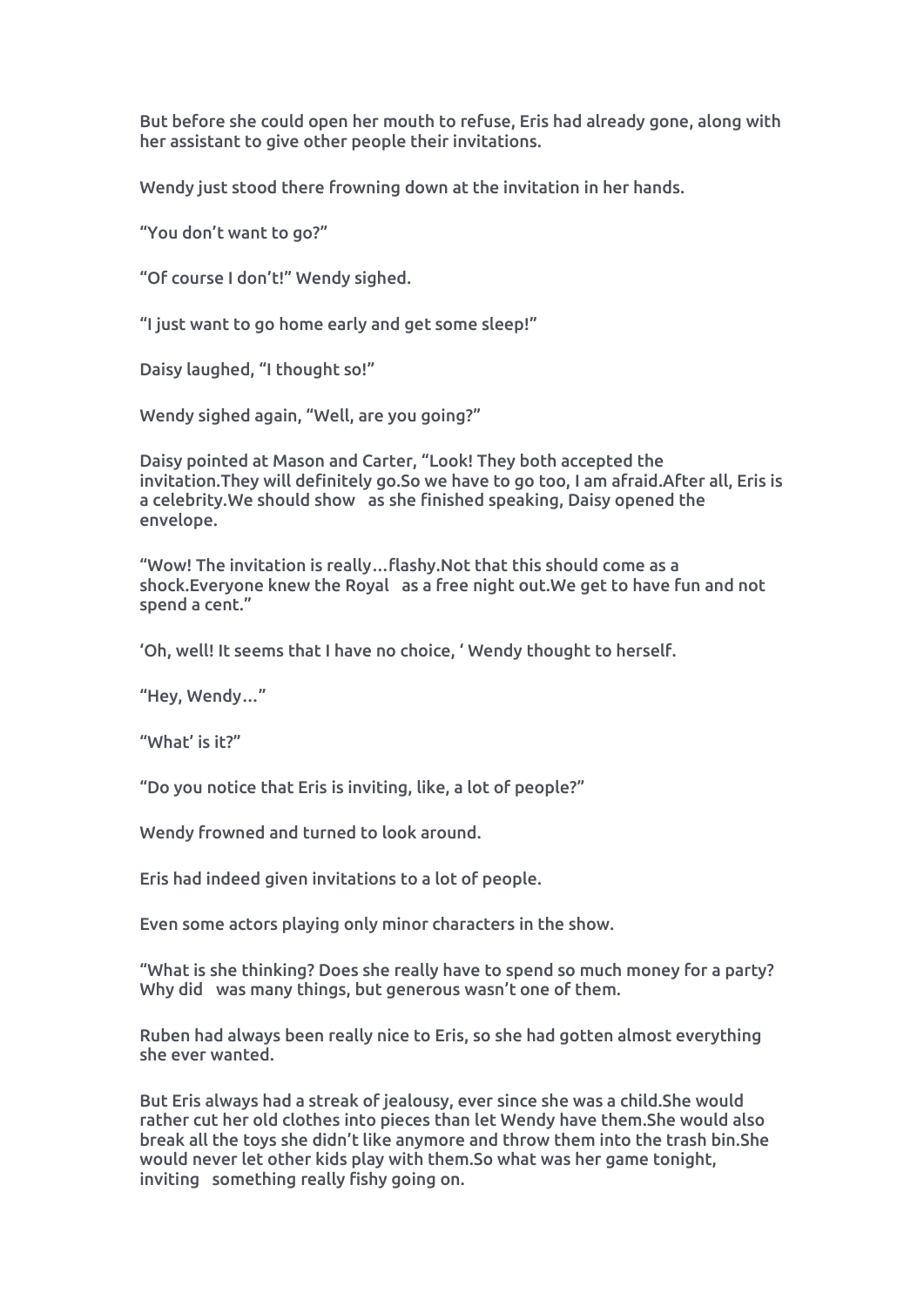But before she could open her mouth to refuse, Eris had already gone, along with her assistant to give other people their invitations.

Wendy just stood there frowning down at the invitation in her hands.

“You don’t want to go?”

“Of course I don’t!” Wendy sighed.

“I just want to go home early and get some sleep!”

Daisy laughed, “I thought so!”

Wendy sighed again, “Well, are you going?”

Daisy pointed at Mason and Carter, “Look! They both accepted the invitation.They will definitely go.So we have to go too, I am afraid.After all, Eris is a celebrity.We should show  as she finished speaking, Daisy opened the envelope.

“Wow! The invitation is really…flashy.Not that this should come as a shock.Everyone knew the Royal  as a free night out.We get to have fun and not spend a cent.”

‘Oh, well! It seems that I have no choice, ‘ Wendy thought to herself.

“Hey, Wendy…”

“What’ is it?”

“Do you notice that Eris is inviting, like, a lot of people?”

Wendy frowned and turned to look around.

Eris had indeed given invitations to a lot of people.

Even some actors playing only minor characters in the show.

“What is she thinking? Does she really have to spend so much money for a party? Why did  was many things, but generous wasn’t one of them.

Ruben had always been really nice to Eris, so she had gotten almost everything she ever wanted.

But Eris always had a streak of jealousy, ever since she was a child.She would rather cut her old clothes into pieces than let Wendy have them.She would also break all the toys she didn’t like anymore and throw them into the trash bin.She would never let other kids play with them.So what was her game tonight, inviting  something really fishy going on.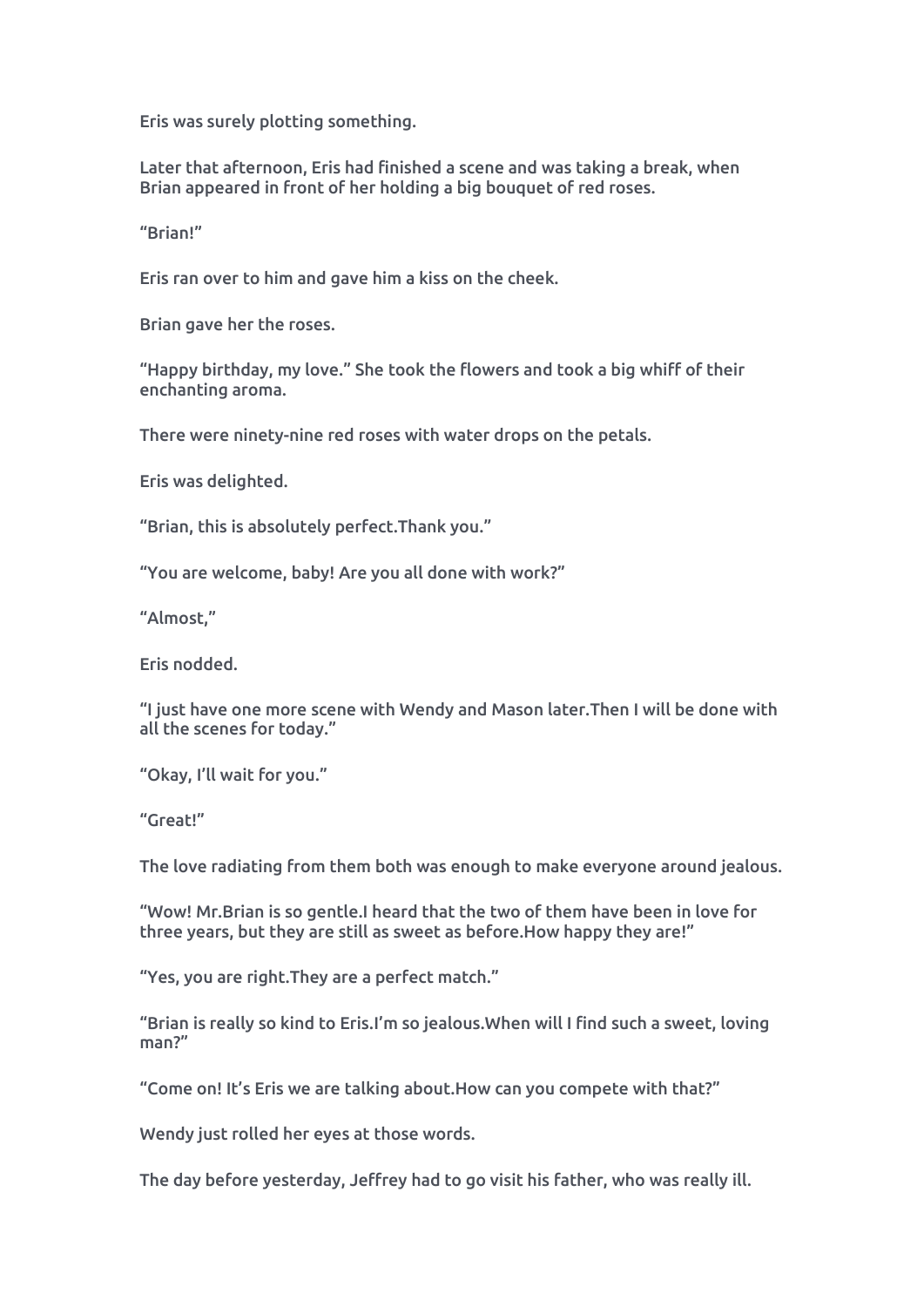Eris was surely plotting something.

Later that afternoon, Eris had finished a scene and was taking a break, when Brian appeared in front of her holding a big bouquet of red roses.

“Brian!”

Eris ran over to him and gave him a kiss on the cheek.

Brian gave her the roses.

“Happy birthday, my love.” She took the flowers and took a big whiff of their enchanting aroma.

There were ninety-nine red roses with water drops on the petals.

Eris was delighted.

“Brian, this is absolutely perfect.Thank you.”

“You are welcome, baby! Are you all done with work?”

“Almost,”

Eris nodded.

“I just have one more scene with Wendy and Mason later.Then I will be done with all the scenes for today.”

“Okay, I’ll wait for you.”

“Great!”

The love radiating from them both was enough to make everyone around jealous.

“Wow! Mr.Brian is so gentle.I heard that the two of them have been in love for three years, but they are still as sweet as before.How happy they are!”

“Yes, you are right.They are a perfect match.”

“Brian is really so kind to Eris.I’m so jealous.When will I find such a sweet, loving man?”

“Come on! It’s Eris we are talking about.How can you compete with that?”

Wendy just rolled her eyes at those words.

The day before yesterday, Jeffrey had to go visit his father, who was really ill.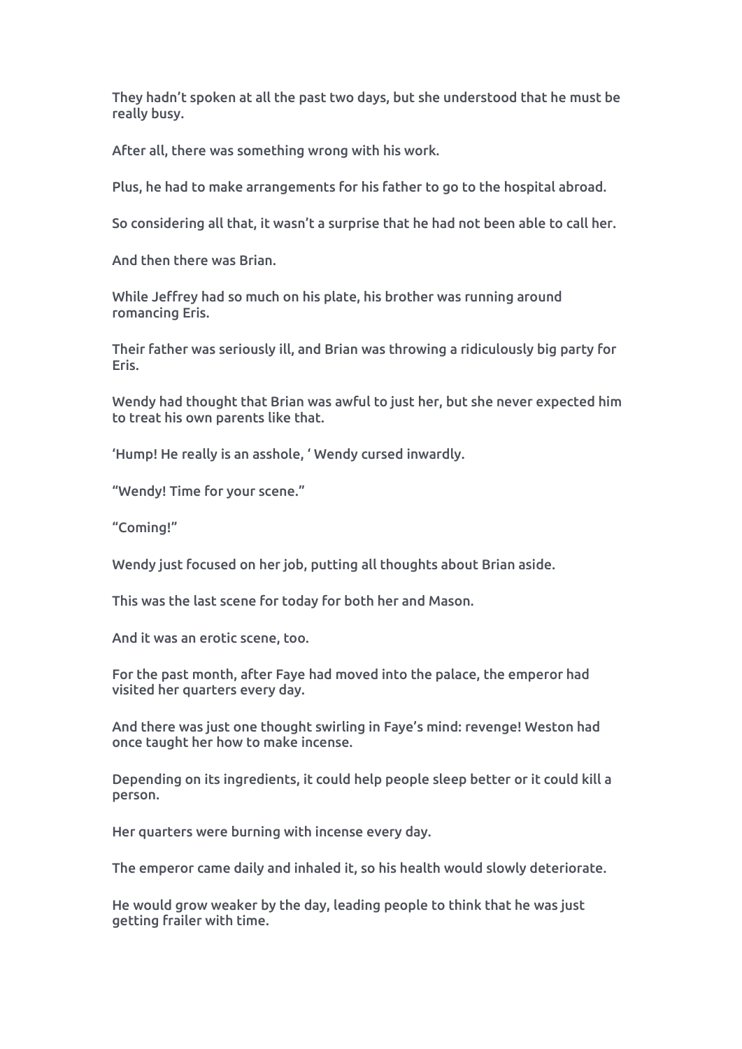They hadn't spoken at all the past two days, but she understood that he must be really busy.

After all, there was something wrong with his work.

Plus, he had to make arrangements for his father to go to the hospital abroad.

So considering all that, it wasn't a surprise that he had not been able to call her.

And then there was Brian.

While Jeffrey had so much on his plate, his brother was running around romancing Eris.

Their father was seriously ill, and Brian was throwing a ridiculously big party for Eris.

Wendy had thought that Brian was awful to just her, but she never expected him to treat his own parents like that.

'Hump! He really is an asshole, ' Wendy cursed inwardly.

"Wendy! Time for your scene."

"Coming!"

Wendy just focused on her job, putting all thoughts about Brian aside.

This was the last scene for today for both her and Mason.

And it was an erotic scene, too.

For the past month, after Faye had moved into the palace, the emperor had visited her quarters every day.

And there was just one thought swirling in Faye's mind: revenge! Weston had once taught her how to make incense.

Depending on its ingredients, it could help people sleep better or it could kill a person.

Her quarters were burning with incense every day.

The emperor came daily and inhaled it, so his health would slowly deteriorate.

He would grow weaker by the day, leading people to think that he was just getting frailer with time.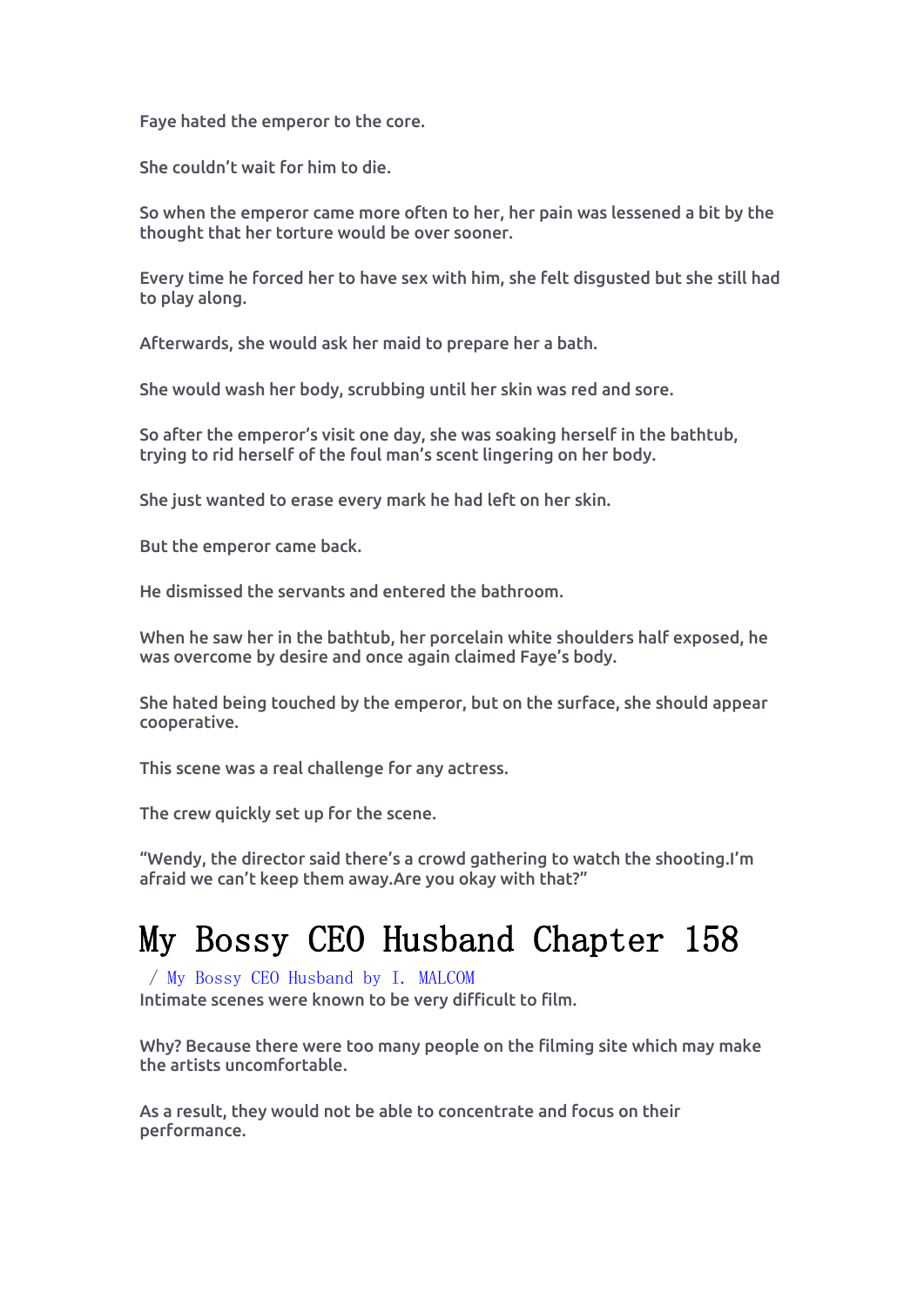Faye hated the emperor to the core.

She couldn't wait for him to die.

So when the emperor came more often to her, her pain was lessened a bit by the thought that her torture would be over sooner.

Every time he forced her to have sex with him, she felt disgusted but she still had to play along.

Afterwards, she would ask her maid to prepare her a bath.

She would wash her body, scrubbing until her skin was red and sore.

So after the emperor's visit one day, she was soaking herself in the bathtub, trying to rid herself of the foul man's scent lingering on her body.

She just wanted to erase every mark he had left on her skin.

But the emperor came back.

He dismissed the servants and entered the bathroom.

When he saw her in the bathtub, her porcelain white shoulders half exposed, he was overcome by desire and once again claimed Faye's body.

She hated being touched by the emperor, but on the surface, she should appear cooperative.

This scene was a real challenge for any actress.

The crew quickly set up for the scene.

"Wendy, the director said there's a crowd gathering to watch the shooting.I'm afraid we can't keep them away.Are you okay with that?"

# My Bossy CEO Husband Chapter 158

/ My Bossy CEO Husband by I. MALCOM

Intimate scenes were known to be very difficult to film.

Why? Because there were too many people on the filming site which may make the artists uncomfortable.

As a result, they would not be able to concentrate and focus on their performance.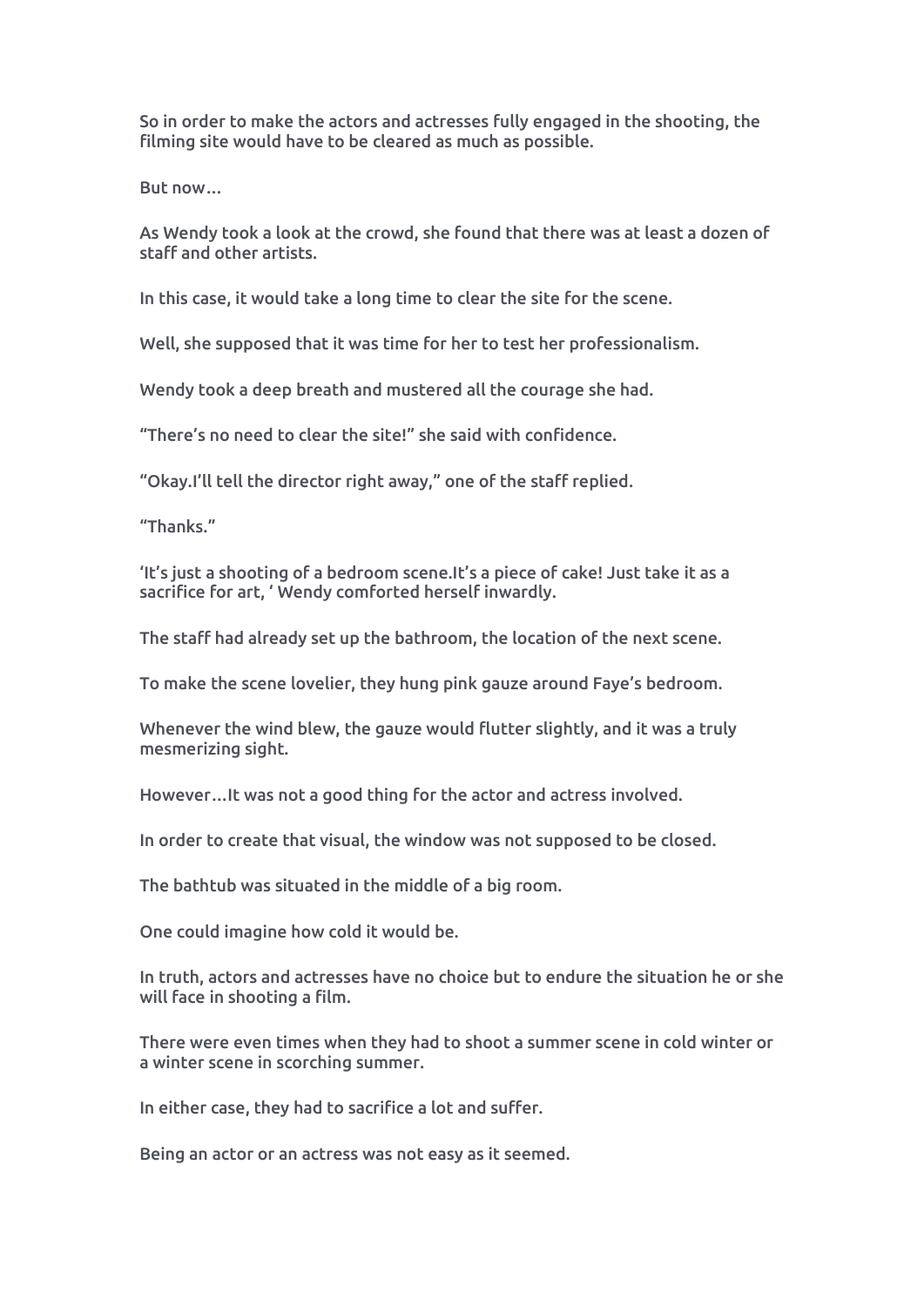So in order to make the actors and actresses fully engaged in the shooting, the filming site would have to be cleared as much as possible.

But now…

As Wendy took a look at the crowd, she found that there was at least a dozen of staff and other artists.

In this case, it would take a long time to clear the site for the scene.

Well, she supposed that it was time for her to test her professionalism.

Wendy took a deep breath and mustered all the courage she had.

"There's no need to clear the site!" she said with confidence.

"Okay.I'll tell the director right away," one of the staff replied.

"Thanks."

'It's just a shooting of a bedroom scene.It's a piece of cake! Just take it as a sacrifice for art, ' Wendy comforted herself inwardly.

The staff had already set up the bathroom, the location of the next scene.

To make the scene lovelier, they hung pink gauze around Faye's bedroom.

Whenever the wind blew, the gauze would flutter slightly, and it was a truly mesmerizing sight.

However…It was not a good thing for the actor and actress involved.

In order to create that visual, the window was not supposed to be closed.

The bathtub was situated in the middle of a big room.

One could imagine how cold it would be.

In truth, actors and actresses have no choice but to endure the situation he or she will face in shooting a film.

There were even times when they had to shoot a summer scene in cold winter or a winter scene in scorching summer.

In either case, they had to sacrifice a lot and suffer.

Being an actor or an actress was not easy as it seemed.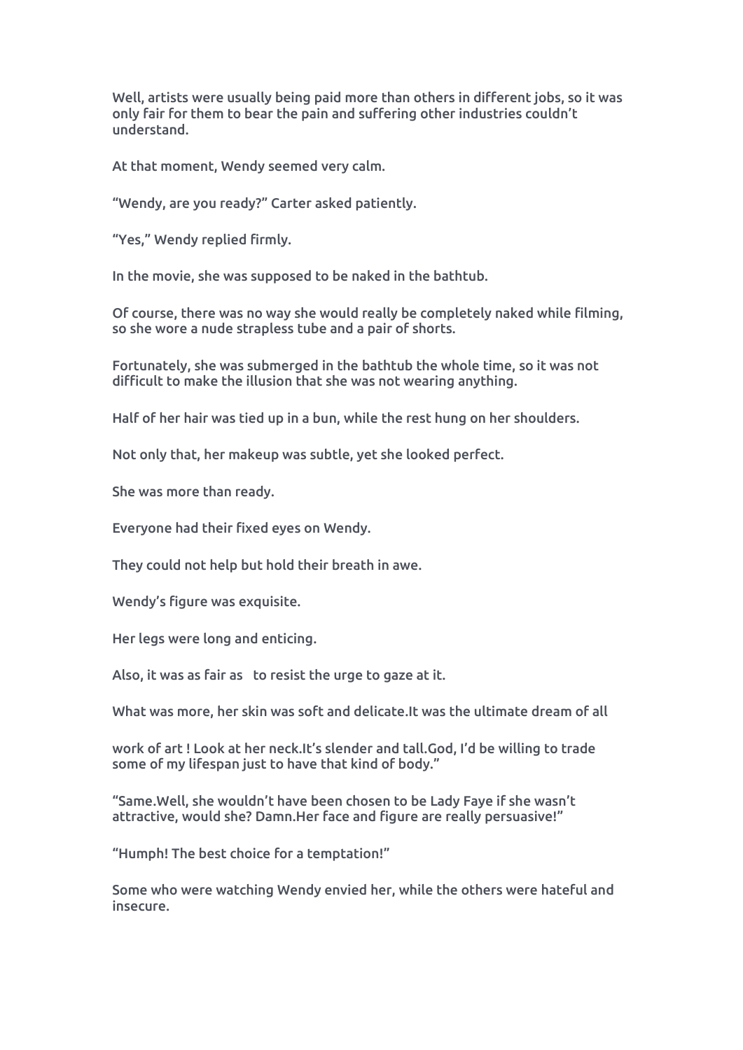Well, artists were usually being paid more than others in different jobs, so it was only fair for them to bear the pain and suffering other industries couldn't understand.

At that moment, Wendy seemed very calm.

"Wendy, are you ready?" Carter asked patiently.

"Yes," Wendy replied firmly.

In the movie, she was supposed to be naked in the bathtub.

Of course, there was no way she would really be completely naked while filming, so she wore a nude strapless tube and a pair of shorts.

Fortunately, she was submerged in the bathtub the whole time, so it was not difficult to make the illusion that she was not wearing anything.

Half of her hair was tied up in a bun, while the rest hung on her shoulders.

Not only that, her makeup was subtle, yet she looked perfect.

She was more than ready.

Everyone had their fixed eyes on Wendy.

They could not help but hold their breath in awe.

Wendy's figure was exquisite.

Her legs were long and enticing.

Also, it was as fair as   to resist the urge to gaze at it.

What was more, her skin was soft and delicate.It was the ultimate dream of all

work of art ! Look at her neck.It's slender and tall.God, I'd be willing to trade some of my lifespan just to have that kind of body."

"Same.Well, she wouldn't have been chosen to be Lady Faye if she wasn't attractive, would she? Damn.Her face and figure are really persuasive!"

"Humph! The best choice for a temptation!"

Some who were watching Wendy envied her, while the others were hateful and insecure.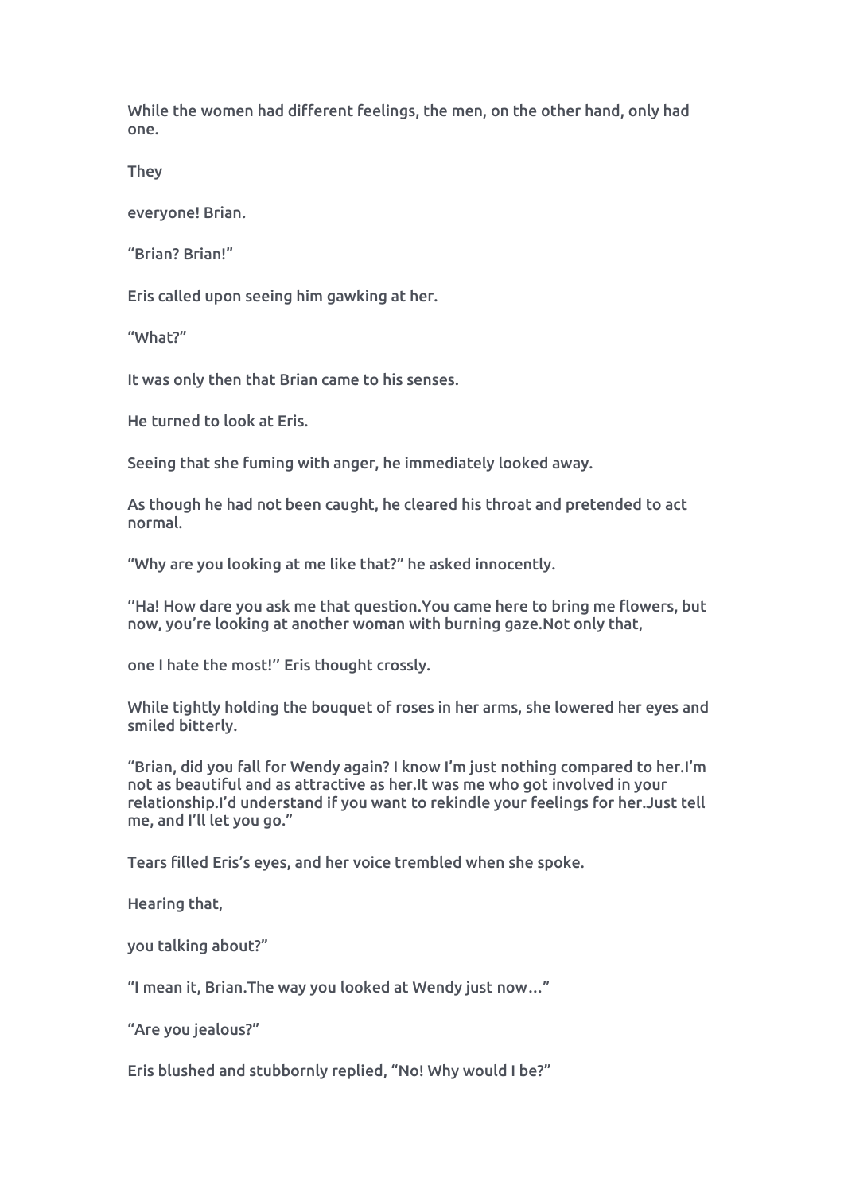While the women had different feelings, the men, on the other hand, only had one.

They

everyone! Brian.

“Brian? Brian!”

Eris called upon seeing him gawking at her.

“What?”

It was only then that Brian came to his senses.

He turned to look at Eris.

Seeing that she fuming with anger, he immediately looked away.

As though he had not been caught, he cleared his throat and pretended to act normal.

“Why are you looking at me like that?” he asked innocently.

‘’Ha! How dare you ask me that question.You came here to bring me flowers, but now, you’re looking at another woman with burning gaze.Not only that,

one I hate the most!’’ Eris thought crossly.

While tightly holding the bouquet of roses in her arms, she lowered her eyes and smiled bitterly.

“Brian, did you fall for Wendy again? I know I’m just nothing compared to her.I’m not as beautiful and as attractive as her.It was me who got involved in your relationship.I’d understand if you want to rekindle your feelings for her.Just tell me, and I’ll let you go.”

Tears filled Eris’s eyes, and her voice trembled when she spoke.

Hearing that,

you talking about?”

“I mean it, Brian.The way you looked at Wendy just now…”

“Are you jealous?”

Eris blushed and stubbornly replied, “No! Why would I be?”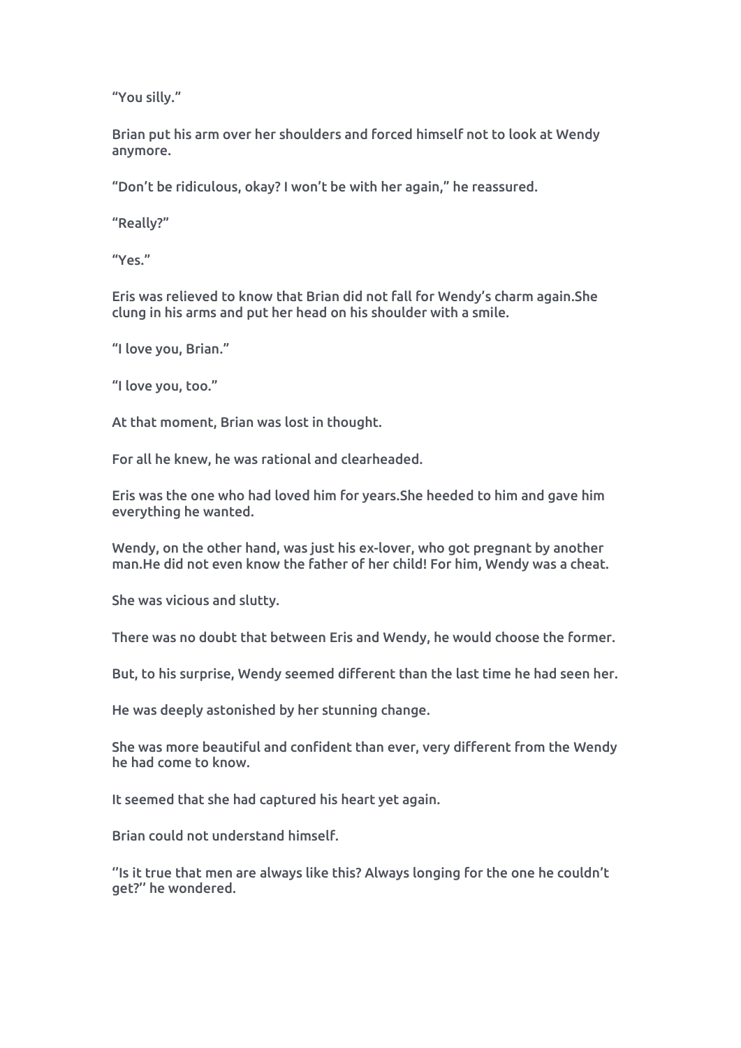"You silly."

Brian put his arm over her shoulders and forced himself not to look at Wendy anymore.

"Don't be ridiculous, okay? I won't be with her again," he reassured.

"Really?"

"Yes."

Eris was relieved to know that Brian did not fall for Wendy's charm again.She clung in his arms and put her head on his shoulder with a smile.

"I love you, Brian."

"I love you, too."

At that moment, Brian was lost in thought.

For all he knew, he was rational and clearheaded.

Eris was the one who had loved him for years.She heeded to him and gave him everything he wanted.

Wendy, on the other hand, was just his ex-lover, who got pregnant by another man.He did not even know the father of her child! For him, Wendy was a cheat.

She was vicious and slutty.

There was no doubt that between Eris and Wendy, he would choose the former.

But, to his surprise, Wendy seemed different than the last time he had seen her.

He was deeply astonished by her stunning change.

She was more beautiful and confident than ever, very different from the Wendy he had come to know.

It seemed that she had captured his heart yet again.

Brian could not understand himself.

''Is it true that men are always like this? Always longing for the one he couldn't get?'' he wondered.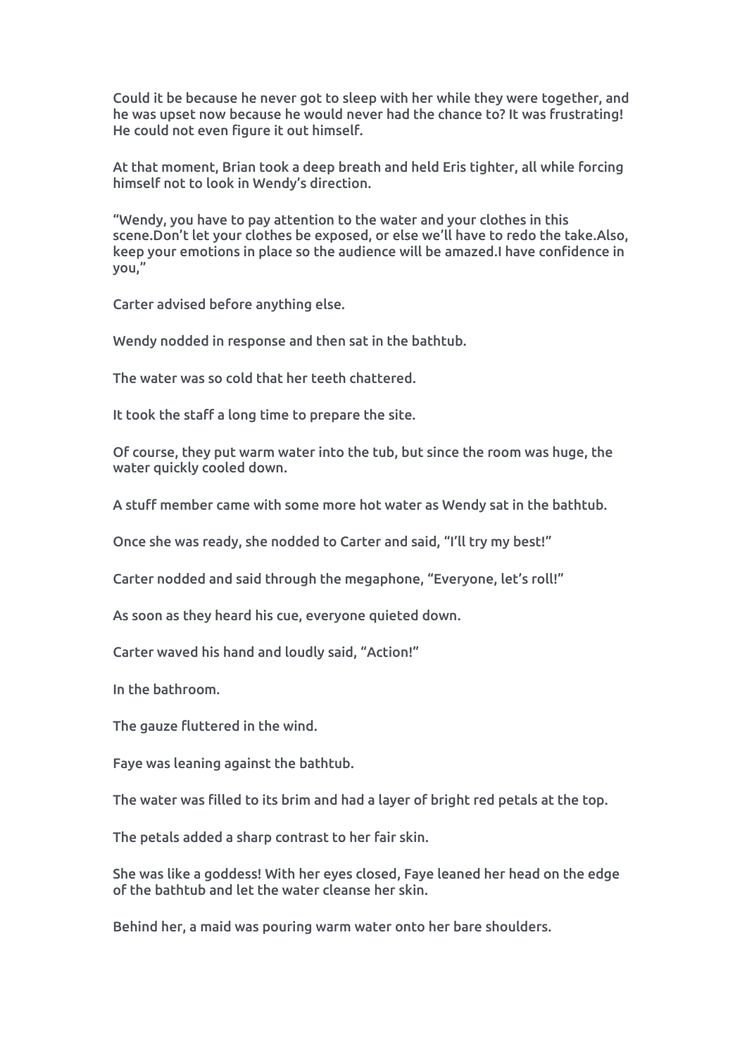Could it be because he never got to sleep with her while they were together, and he was upset now because he would never had the chance to? It was frustrating! He could not even figure it out himself.

At that moment, Brian took a deep breath and held Eris tighter, all while forcing himself not to look in Wendy's direction.

"Wendy, you have to pay attention to the water and your clothes in this scene.Don't let your clothes be exposed, or else we'll have to redo the take.Also, keep your emotions in place so the audience will be amazed.I have confidence in you,"

Carter advised before anything else.

Wendy nodded in response and then sat in the bathtub.

The water was so cold that her teeth chattered.

It took the staff a long time to prepare the site.

Of course, they put warm water into the tub, but since the room was huge, the water quickly cooled down.

A stuff member came with some more hot water as Wendy sat in the bathtub.

Once she was ready, she nodded to Carter and said, "I'll try my best!"

Carter nodded and said through the megaphone, "Everyone, let's roll!"

As soon as they heard his cue, everyone quieted down.

Carter waved his hand and loudly said, "Action!"

In the bathroom.

The gauze fluttered in the wind.

Faye was leaning against the bathtub.

The water was filled to its brim and had a layer of bright red petals at the top.

The petals added a sharp contrast to her fair skin.

She was like a goddess! With her eyes closed, Faye leaned her head on the edge of the bathtub and let the water cleanse her skin.

Behind her, a maid was pouring warm water onto her bare shoulders.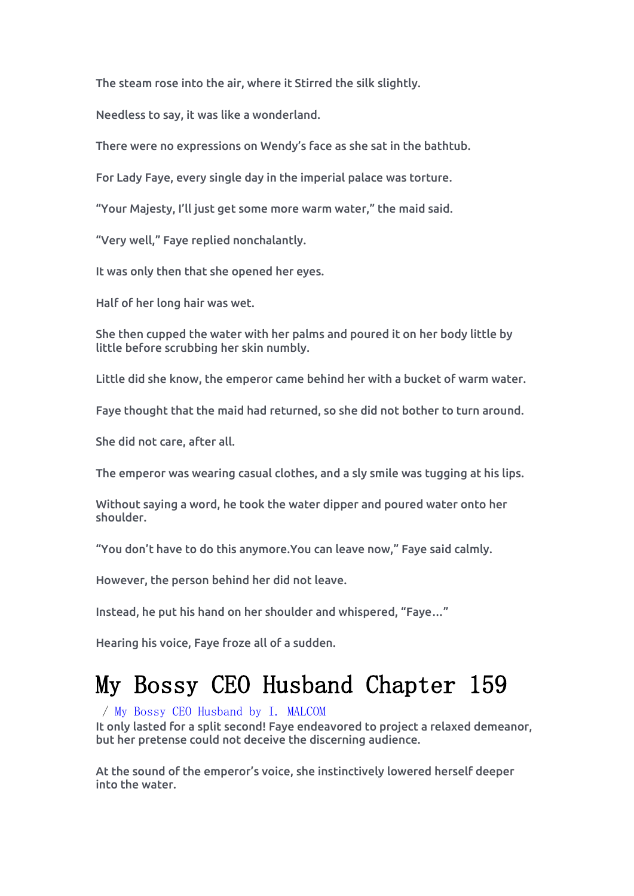The steam rose into the air, where it Stirred the silk slightly.

Needless to say, it was like a wonderland.

There were no expressions on Wendy's face as she sat in the bathtub.

For Lady Faye, every single day in the imperial palace was torture.

"Your Majesty, I'll just get some more warm water," the maid said.

"Very well," Faye replied nonchalantly.

It was only then that she opened her eyes.

Half of her long hair was wet.

She then cupped the water with her palms and poured it on her body little by little before scrubbing her skin numbly.

Little did she know, the emperor came behind her with a bucket of warm water.

Faye thought that the maid had returned, so she did not bother to turn around.

She did not care, after all.

The emperor was wearing casual clothes, and a sly smile was tugging at his lips.

Without saying a word, he took the water dipper and poured water onto her shoulder.

"You don't have to do this anymore.You can leave now," Faye said calmly.

However, the person behind her did not leave.

Instead, he put his hand on her shoulder and whispered, "Faye..."

Hearing his voice, Faye froze all of a sudden.

# My Bossy CEO Husband Chapter 159

/ My Bossy CEO Husband by I. MALCOM

It only lasted for a split second! Faye endeavored to project a relaxed demeanor, but her pretense could not deceive the discerning audience.

At the sound of the emperor's voice, she instinctively lowered herself deeper into the water.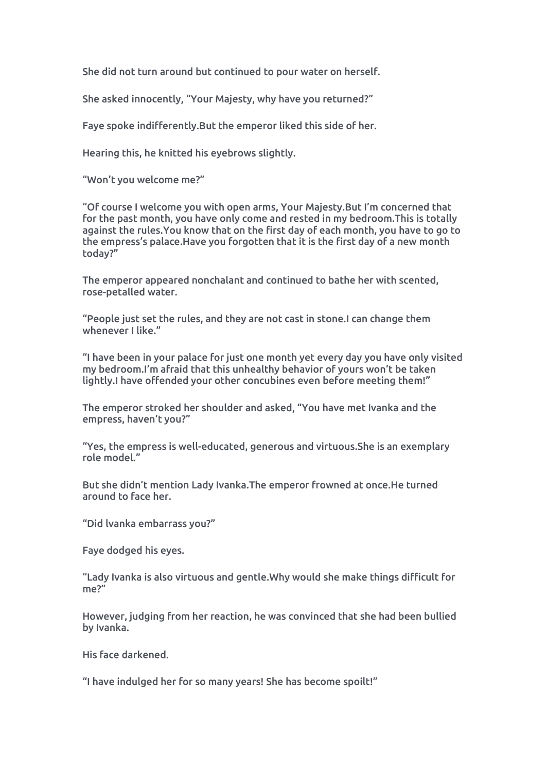She did not turn around but continued to pour water on herself.

She asked innocently, “Your Majesty, why have you returned?”

Faye spoke indifferently.But the emperor liked this side of her.

Hearing this, he knitted his eyebrows slightly.

“Won’t you welcome me?”

“Of course I welcome you with open arms, Your Majesty.But I’m concerned that for the past month, you have only come and rested in my bedroom.This is totally against the rules.You know that on the first day of each month, you have to go to the empress’s palace.Have you forgotten that it is the first day of a new month today?”

The emperor appeared nonchalant and continued to bathe her with scented, rose-petalled water.

“People just set the rules, and they are not cast in stone.I can change them whenever I like.”

“I have been in your palace for just one month yet every day you have only visited my bedroom.I’m afraid that this unhealthy behavior of yours won’t be taken lightly.I have offended your other concubines even before meeting them!”

The emperor stroked her shoulder and asked, “You have met Ivanka and the empress, haven’t you?”

“Yes, the empress is well-educated, generous and virtuous.She is an exemplary role model.”

But she didn’t mention Lady Ivanka.The emperor frowned at once.He turned around to face her.

“Did lvanka embarrass you?”

Faye dodged his eyes.

“Lady Ivanka is also virtuous and gentle.Why would she make things difficult for me?”

However, judging from her reaction, he was convinced that she had been bullied by Ivanka.

His face darkened.

“I have indulged her for so many years! She has become spoilt!”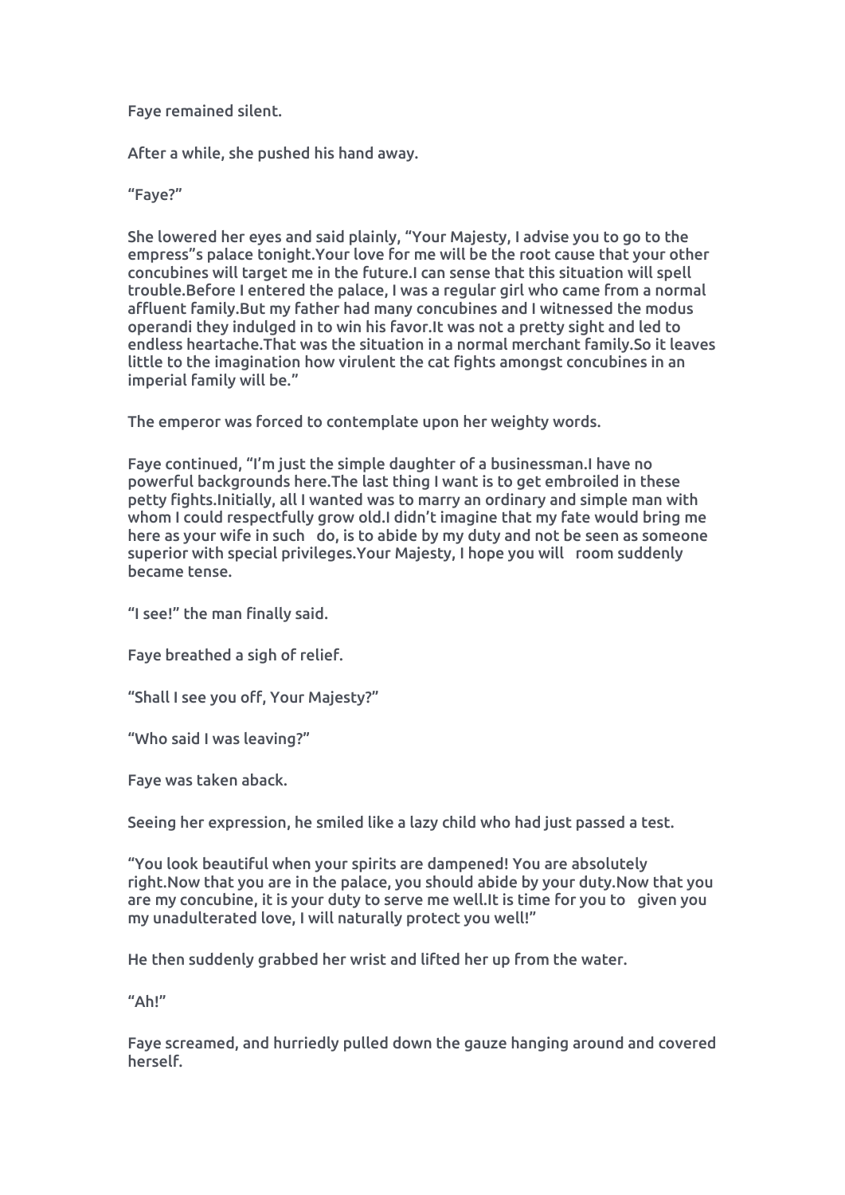Faye remained silent.

After a while, she pushed his hand away.

“Faye?”

She lowered her eyes and said plainly, “Your Majesty, I advise you to go to the empress”s palace tonight.Your love for me will be the root cause that your other concubines will target me in the future.I can sense that this situation will spell trouble.Before I entered the palace, I was a regular girl who came from a normal affluent family.But my father had many concubines and I witnessed the modus operandi they indulged in to win his favor.It was not a pretty sight and led to endless heartache.That was the situation in a normal merchant family.So it leaves little to the imagination how virulent the cat fights amongst concubines in an imperial family will be.”

The emperor was forced to contemplate upon her weighty words.

Faye continued, “I’m just the simple daughter of a businessman.I have no powerful backgrounds here.The last thing I want is to get embroiled in these petty fights.Initially, all I wanted was to marry an ordinary and simple man with whom I could respectfully grow old.I didn’t imagine that my fate would bring me here as your wife in such  do, is to abide by my duty and not be seen as someone superior with special privileges.Your Majesty, I hope you will  room suddenly became tense.

“I see!” the man finally said.

Faye breathed a sigh of relief.

“Shall I see you off, Your Majesty?”

“Who said I was leaving?”

Faye was taken aback.

Seeing her expression, he smiled like a lazy child who had just passed a test.

“You look beautiful when your spirits are dampened! You are absolutely right.Now that you are in the palace, you should abide by your duty.Now that you are my concubine, it is your duty to serve me well.It is time for you to  given you my unadulterated love, I will naturally protect you well!”

He then suddenly grabbed her wrist and lifted her up from the water.

“Ah!”

Faye screamed, and hurriedly pulled down the gauze hanging around and covered herself.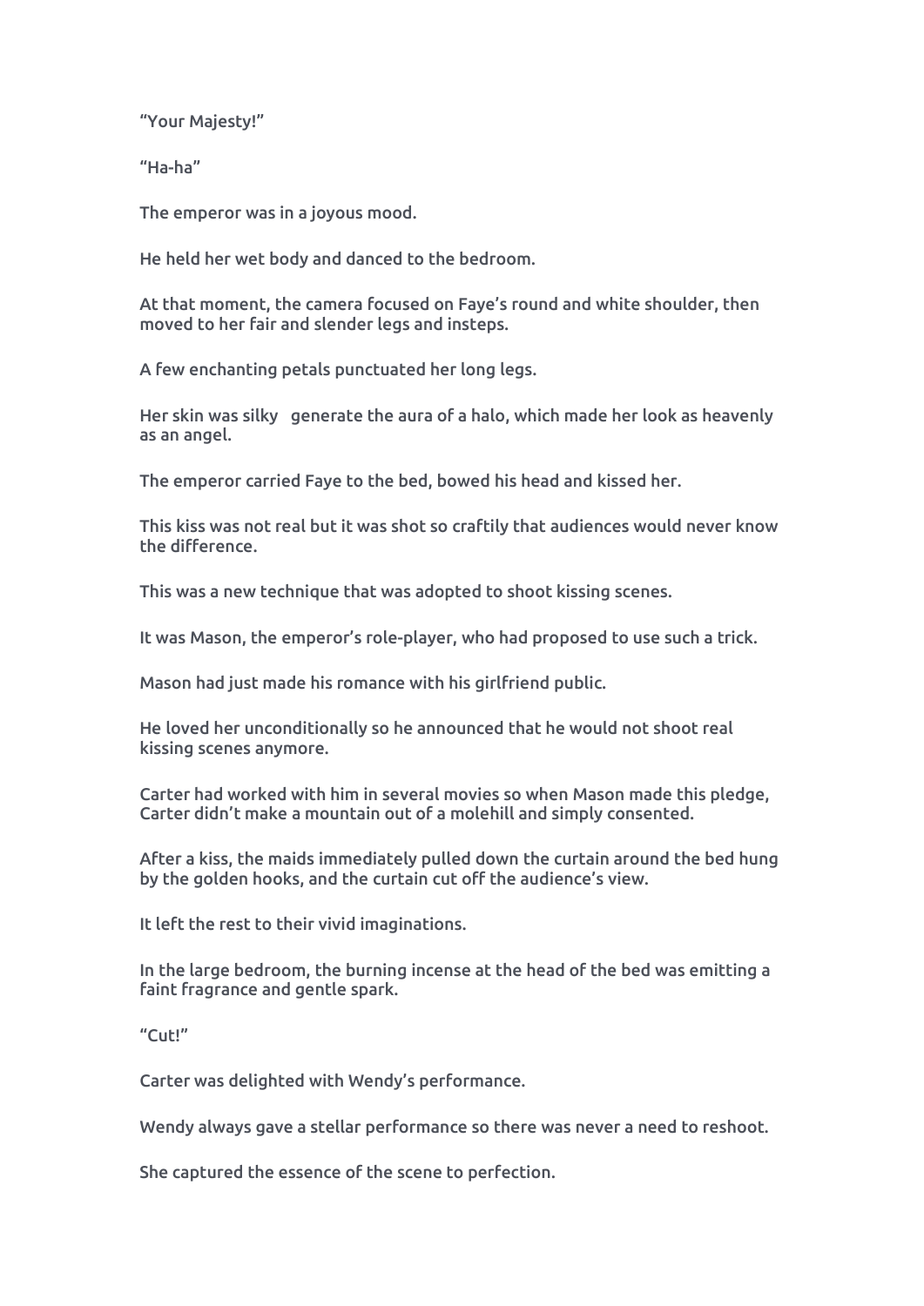"Your Majesty!"

"Ha-ha"

The emperor was in a joyous mood.

He held her wet body and danced to the bedroom.

At that moment, the camera focused on Faye's round and white shoulder, then moved to her fair and slender legs and insteps.

A few enchanting petals punctuated her long legs.

Her skin was silky   generate the aura of a halo, which made her look as heavenly as an angel.

The emperor carried Faye to the bed, bowed his head and kissed her.

This kiss was not real but it was shot so craftily that audiences would never know the difference.

This was a new technique that was adopted to shoot kissing scenes.

It was Mason, the emperor's role-player, who had proposed to use such a trick.

Mason had just made his romance with his girlfriend public.

He loved her unconditionally so he announced that he would not shoot real kissing scenes anymore.

Carter had worked with him in several movies so when Mason made this pledge, Carter didn't make a mountain out of a molehill and simply consented.

After a kiss, the maids immediately pulled down the curtain around the bed hung by the golden hooks, and the curtain cut off the audience's view.

It left the rest to their vivid imaginations.

In the large bedroom, the burning incense at the head of the bed was emitting a faint fragrance and gentle spark.

"Cut!"

Carter was delighted with Wendy's performance.

Wendy always gave a stellar performance so there was never a need to reshoot.

She captured the essence of the scene to perfection.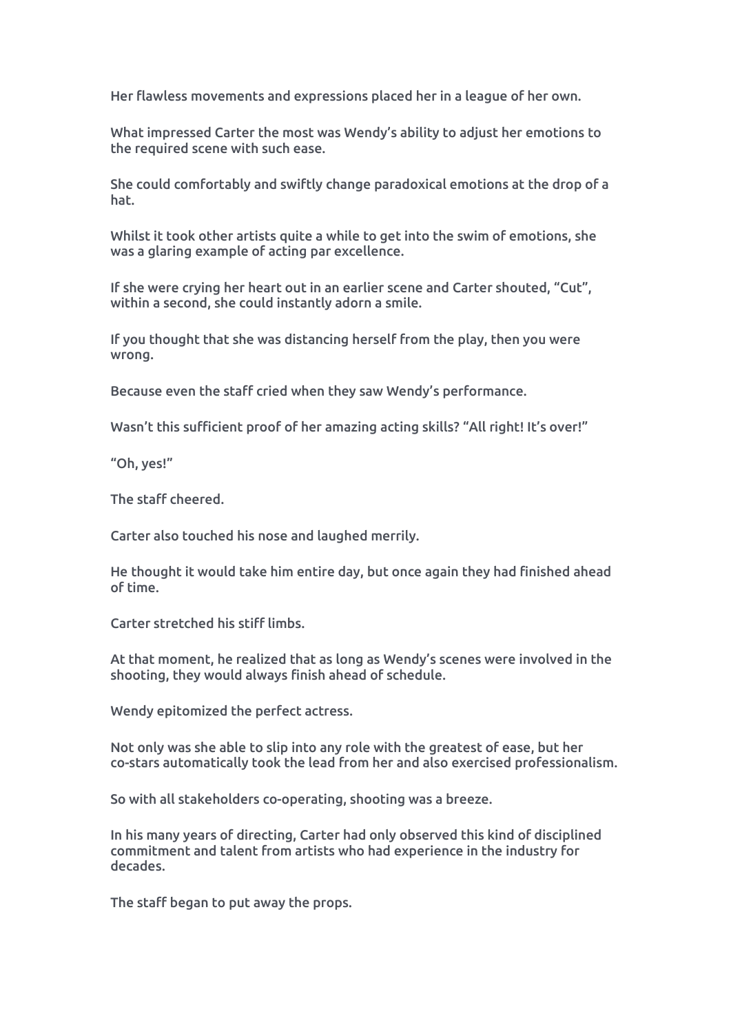Her flawless movements and expressions placed her in a league of her own.

What impressed Carter the most was Wendy's ability to adjust her emotions to the required scene with such ease.

She could comfortably and swiftly change paradoxical emotions at the drop of a hat.

Whilst it took other artists quite a while to get into the swim of emotions, she was a glaring example of acting par excellence.

If she were crying her heart out in an earlier scene and Carter shouted, "Cut", within a second, she could instantly adorn a smile.

If you thought that she was distancing herself from the play, then you were wrong.

Because even the staff cried when they saw Wendy's performance.

Wasn't this sufficient proof of her amazing acting skills? "All right! It's over!"

"Oh, yes!"

The staff cheered.

Carter also touched his nose and laughed merrily.

He thought it would take him entire day, but once again they had finished ahead of time.

Carter stretched his stiff limbs.

At that moment, he realized that as long as Wendy's scenes were involved in the shooting, they would always finish ahead of schedule.

Wendy epitomized the perfect actress.

Not only was she able to slip into any role with the greatest of ease, but her co-stars automatically took the lead from her and also exercised professionalism.

So with all stakeholders co-operating, shooting was a breeze.

In his many years of directing, Carter had only observed this kind of disciplined commitment and talent from artists who had experience in the industry for decades.

The staff began to put away the props.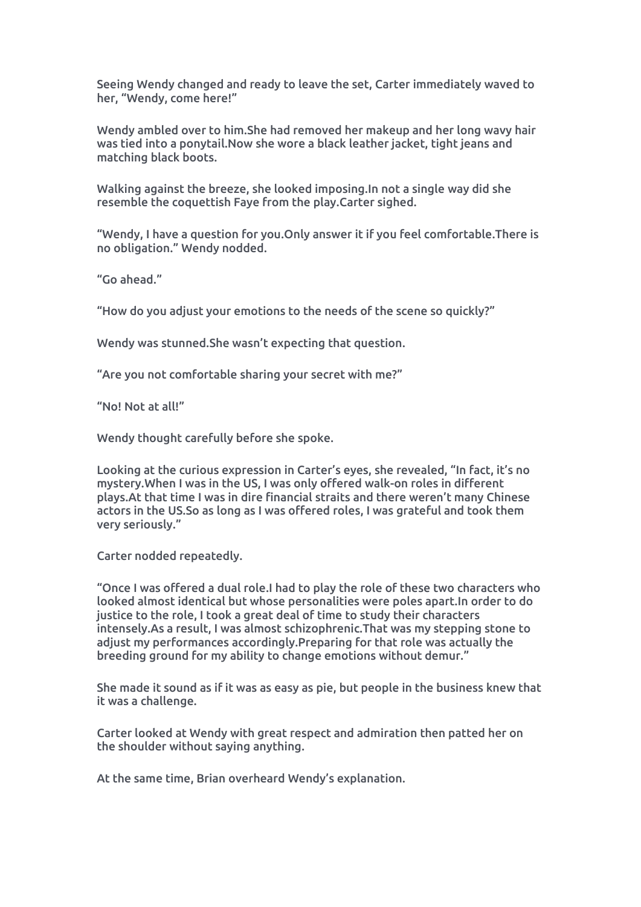Seeing Wendy changed and ready to leave the set, Carter immediately waved to her, “Wendy, come here!”

Wendy ambled over to him.She had removed her makeup and her long wavy hair was tied into a ponytail.Now she wore a black leather jacket, tight jeans and matching black boots.

Walking against the breeze, she looked imposing.In not a single way did she resemble the coquettish Faye from the play.Carter sighed.

“Wendy, I have a question for you.Only answer it if you feel comfortable.There is no obligation.” Wendy nodded.

“Go ahead.”

“How do you adjust your emotions to the needs of the scene so quickly?”

Wendy was stunned.She wasn’t expecting that question.

“Are you not comfortable sharing your secret with me?”

“No! Not at all!”

Wendy thought carefully before she spoke.

Looking at the curious expression in Carter’s eyes, she revealed, “In fact, it’s no mystery.When I was in the US, I was only offered walk-on roles in different plays.At that time I was in dire financial straits and there weren’t many Chinese actors in the US.So as long as I was offered roles, I was grateful and took them very seriously.”

Carter nodded repeatedly.

“Once I was offered a dual role.I had to play the role of these two characters who looked almost identical but whose personalities were poles apart.In order to do justice to the role, I took a great deal of time to study their characters intensely.As a result, I was almost schizophrenic.That was my stepping stone to adjust my performances accordingly.Preparing for that role was actually the breeding ground for my ability to change emotions without demur.”

She made it sound as if it was as easy as pie, but people in the business knew that it was a challenge.

Carter looked at Wendy with great respect and admiration then patted her on the shoulder without saying anything.

At the same time, Brian overheard Wendy’s explanation.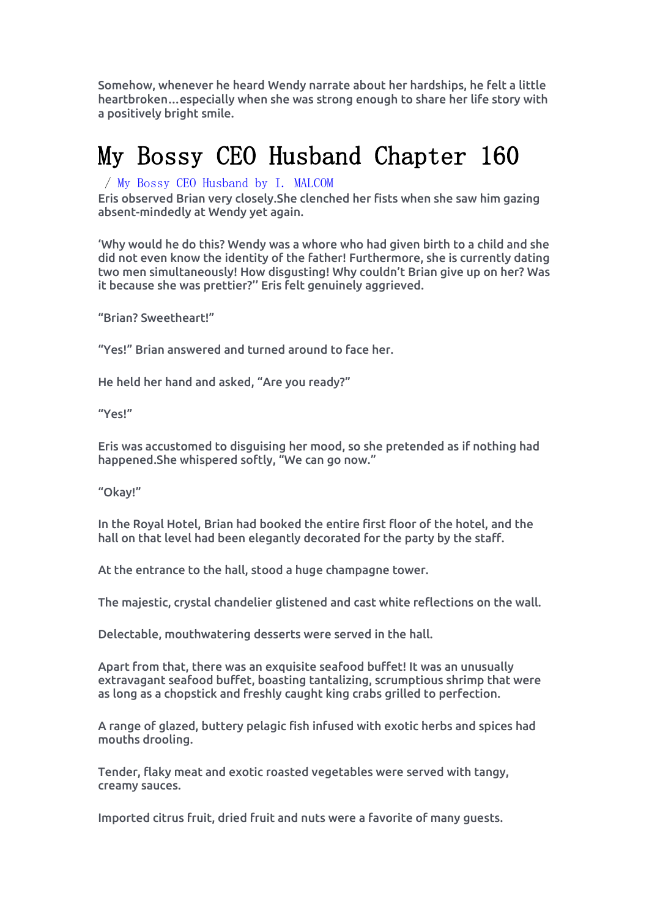Somehow, whenever he heard Wendy narrate about her hardships, he felt a little heartbroken…especially when she was strong enough to share her life story with a positively bright smile.

# My Bossy CEO Husband Chapter 160

/ My Bossy CEO Husband by I. MALCOM

Eris observed Brian very closely.She clenched her fists when she saw him gazing absent-mindedly at Wendy yet again.

'Why would he do this? Wendy was a whore who had given birth to a child and she did not even know the identity of the father! Furthermore, she is currently dating two men simultaneously! How disgusting! Why couldn't Brian give up on her? Was it because she was prettier?'' Eris felt genuinely aggrieved.

"Brian? Sweetheart!"

"Yes!" Brian answered and turned around to face her.

He held her hand and asked, "Are you ready?"

"Yes!"

Eris was accustomed to disguising her mood, so she pretended as if nothing had happened.She whispered softly, "We can go now."

"Okay!"

In the Royal Hotel, Brian had booked the entire first floor of the hotel, and the hall on that level had been elegantly decorated for the party by the staff.

At the entrance to the hall, stood a huge champagne tower.

The majestic, crystal chandelier glistened and cast white reflections on the wall.

Delectable, mouthwatering desserts were served in the hall.

Apart from that, there was an exquisite seafood buffet! It was an unusually extravagant seafood buffet, boasting tantalizing, scrumptious shrimp that were as long as a chopstick and freshly caught king crabs grilled to perfection.

A range of glazed, buttery pelagic fish infused with exotic herbs and spices had mouths drooling.

Tender, flaky meat and exotic roasted vegetables were served with tangy, creamy sauces.

Imported citrus fruit, dried fruit and nuts were a favorite of many guests.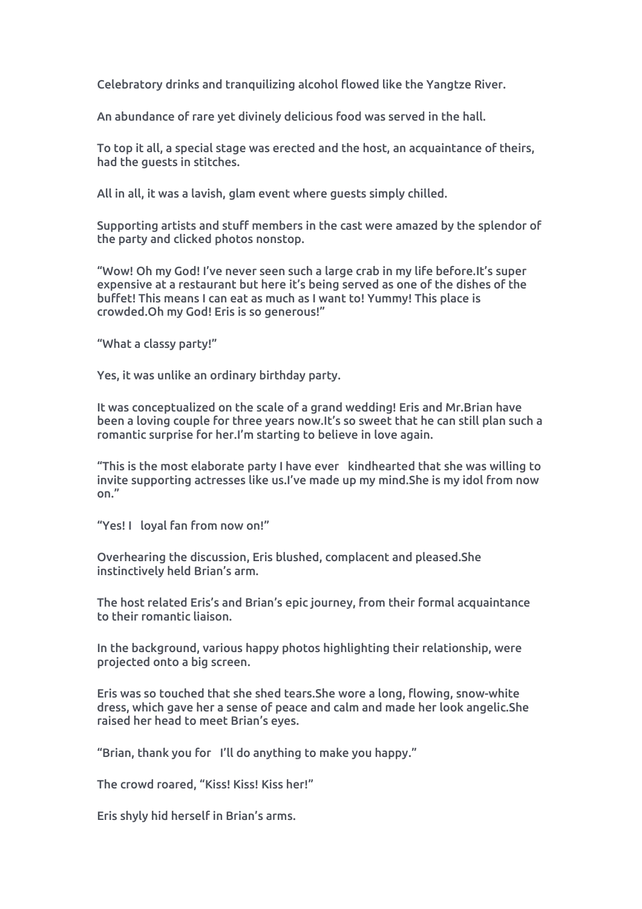Celebratory drinks and tranquilizing alcohol flowed like the Yangtze River.

An abundance of rare yet divinely delicious food was served in the hall.

To top it all, a special stage was erected and the host, an acquaintance of theirs, had the guests in stitches.

All in all, it was a lavish, glam event where guests simply chilled.

Supporting artists and stuff members in the cast were amazed by the splendor of the party and clicked photos nonstop.

"Wow! Oh my God! I've never seen such a large crab in my life before.It's super expensive at a restaurant but here it's being served as one of the dishes of the buffet! This means I can eat as much as I want to! Yummy! This place is crowded.Oh my God! Eris is so generous!"

"What a classy party!"

Yes, it was unlike an ordinary birthday party.

It was conceptualized on the scale of a grand wedding! Eris and Mr.Brian have been a loving couple for three years now.It's so sweet that he can still plan such a romantic surprise for her.I'm starting to believe in love again.

"This is the most elaborate party I have ever   kindhearted that she was willing to invite supporting actresses like us.I've made up my mind.She is my idol from now on."

"Yes! I   loyal fan from now on!"

Overhearing the discussion, Eris blushed, complacent and pleased.She instinctively held Brian's arm.

The host related Eris's and Brian's epic journey, from their formal acquaintance to their romantic liaison.

In the background, various happy photos highlighting their relationship, were projected onto a big screen.

Eris was so touched that she shed tears.She wore a long, flowing, snow-white dress, which gave her a sense of peace and calm and made her look angelic.She raised her head to meet Brian's eyes.

"Brian, thank you for   I'll do anything to make you happy."

The crowd roared, "Kiss! Kiss! Kiss her!"

Eris shyly hid herself in Brian's arms.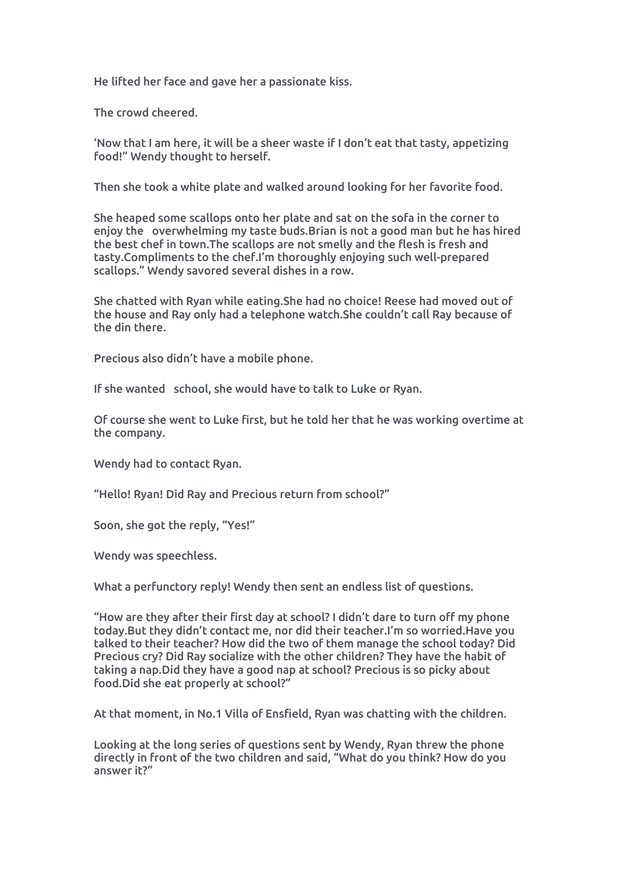He lifted her face and gave her a passionate kiss.

The crowd cheered.

'Now that I am here, it will be a sheer waste if I don't eat that tasty, appetizing food!" Wendy thought to herself.

Then she took a white plate and walked around looking for her favorite food.

She heaped some scallops onto her plate and sat on the sofa in the corner to enjoy the  overwhelming my taste buds.Brian is not a good man but he has hired the best chef in town.The scallops are not smelly and the flesh is fresh and tasty.Compliments to the chef.I'm thoroughly enjoying such well-prepared scallops." Wendy savored several dishes in a row.

She chatted with Ryan while eating.She had no choice! Reese had moved out of the house and Ray only had a telephone watch.She couldn't call Ray because of the din there.

Precious also didn't have a mobile phone.

If she wanted  school, she would have to talk to Luke or Ryan.

Of course she went to Luke first, but he told her that he was working overtime at the company.

Wendy had to contact Ryan.

"Hello! Ryan! Did Ray and Precious return from school?"

Soon, she got the reply, "Yes!"

Wendy was speechless.

What a perfunctory reply! Wendy then sent an endless list of questions.

"How are they after their first day at school? I didn't dare to turn off my phone today.But they didn't contact me, nor did their teacher.I'm so worried.Have you talked to their teacher? How did the two of them manage the school today? Did Precious cry? Did Ray socialize with the other children? They have the habit of taking a nap.Did they have a good nap at school? Precious is so picky about food.Did she eat properly at school?"

At that moment, in No.1 Villa of Ensfield, Ryan was chatting with the children.

Looking at the long series of questions sent by Wendy, Ryan threw the phone directly in front of the two children and said, "What do you think? How do you answer it?"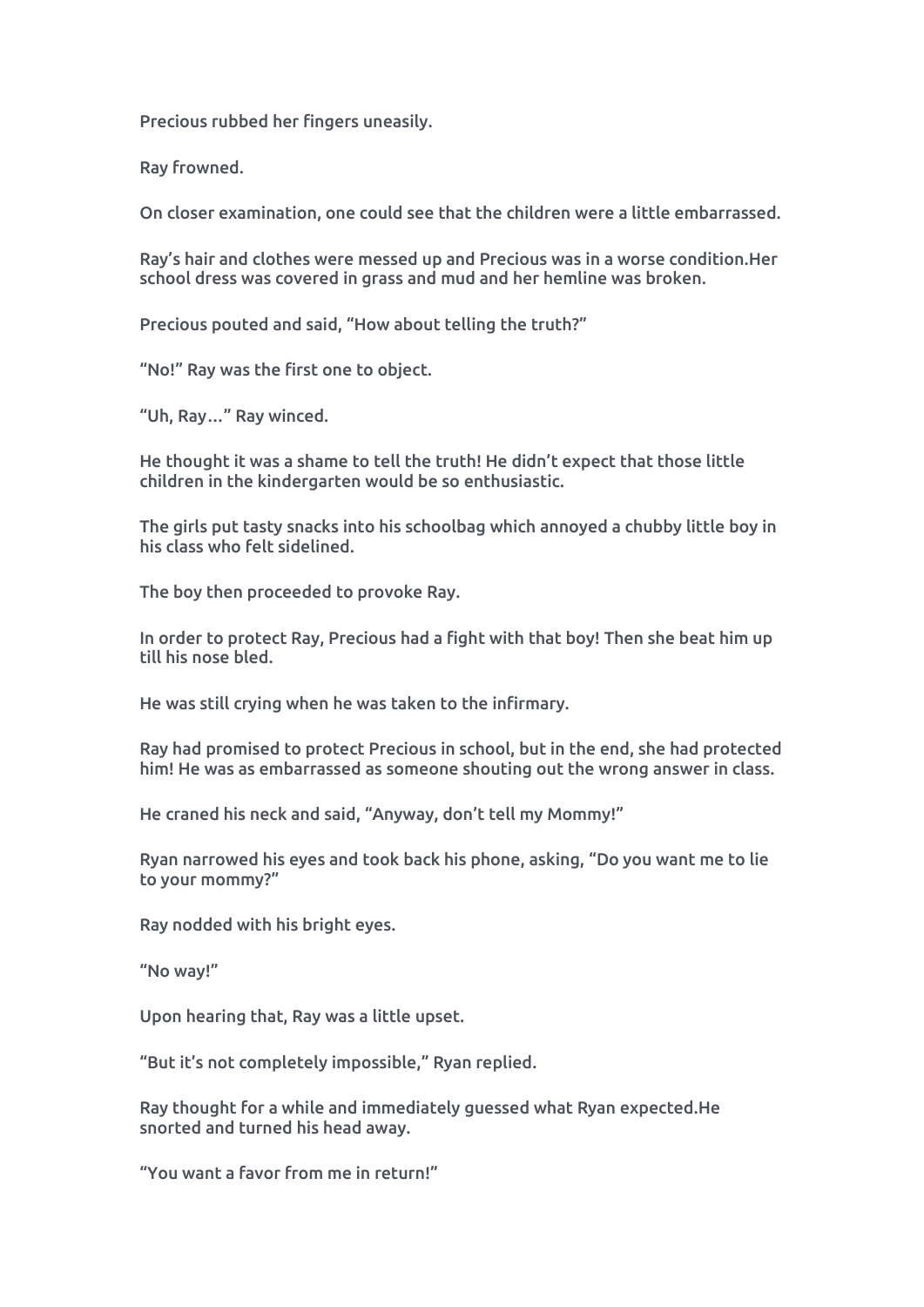Precious rubbed her fingers uneasily.

Ray frowned.

On closer examination, one could see that the children were a little embarrassed.

Ray's hair and clothes were messed up and Precious was in a worse condition.Her school dress was covered in grass and mud and her hemline was broken.

Precious pouted and said, "How about telling the truth?"

"No!" Ray was the first one to object.

"Uh, Ray…" Ray winced.

He thought it was a shame to tell the truth! He didn't expect that those little children in the kindergarten would be so enthusiastic.

The girls put tasty snacks into his schoolbag which annoyed a chubby little boy in his class who felt sidelined.

The boy then proceeded to provoke Ray.

In order to protect Ray, Precious had a fight with that boy! Then she beat him up till his nose bled.

He was still crying when he was taken to the infirmary.

Ray had promised to protect Precious in school, but in the end, she had protected him! He was as embarrassed as someone shouting out the wrong answer in class.

He craned his neck and said, "Anyway, don't tell my Mommy!"

Ryan narrowed his eyes and took back his phone, asking, "Do you want me to lie to your mommy?"

Ray nodded with his bright eyes.

"No way!"

Upon hearing that, Ray was a little upset.

"But it's not completely impossible," Ryan replied.

Ray thought for a while and immediately guessed what Ryan expected.He snorted and turned his head away.

"You want a favor from me in return!"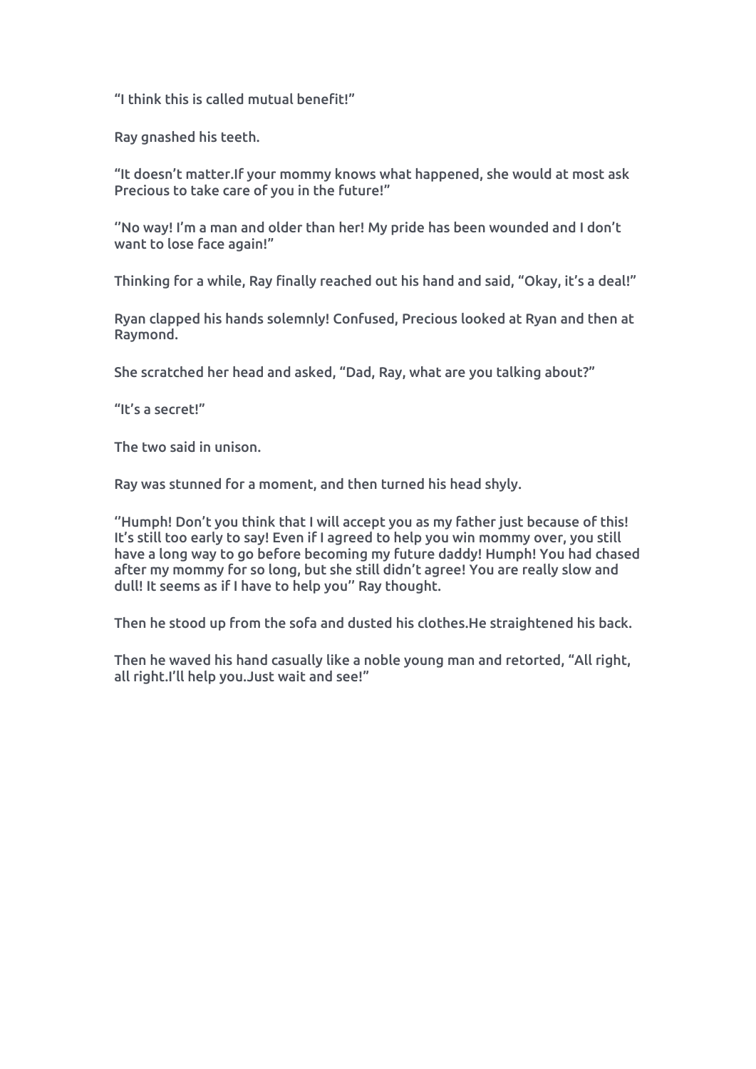“I think this is called mutual benefit!”

Ray gnashed his teeth.

“It doesn’t matter.If your mommy knows what happened, she would at most ask Precious to take care of you in the future!”

‘‘No way! I’m a man and older than her! My pride has been wounded and I don’t want to lose face again!”

Thinking for a while, Ray finally reached out his hand and said, “Okay, it’s a deal!”

Ryan clapped his hands solemnly! Confused, Precious looked at Ryan and then at Raymond.

She scratched her head and asked, “Dad, Ray, what are you talking about?”

“It’s a secret!”

The two said in unison.

Ray was stunned for a moment, and then turned his head shyly.

‘‘Humph! Don’t you think that I will accept you as my father just because of this! It’s still too early to say! Even if I agreed to help you win mommy over, you still have a long way to go before becoming my future daddy! Humph! You had chased after my mommy for so long, but she still didn’t agree! You are really slow and dull! It seems as if I have to help you’’ Ray thought.

Then he stood up from the sofa and dusted his clothes.He straightened his back.

Then he waved his hand casually like a noble young man and retorted, “All right, all right.I’ll help you.Just wait and see!”